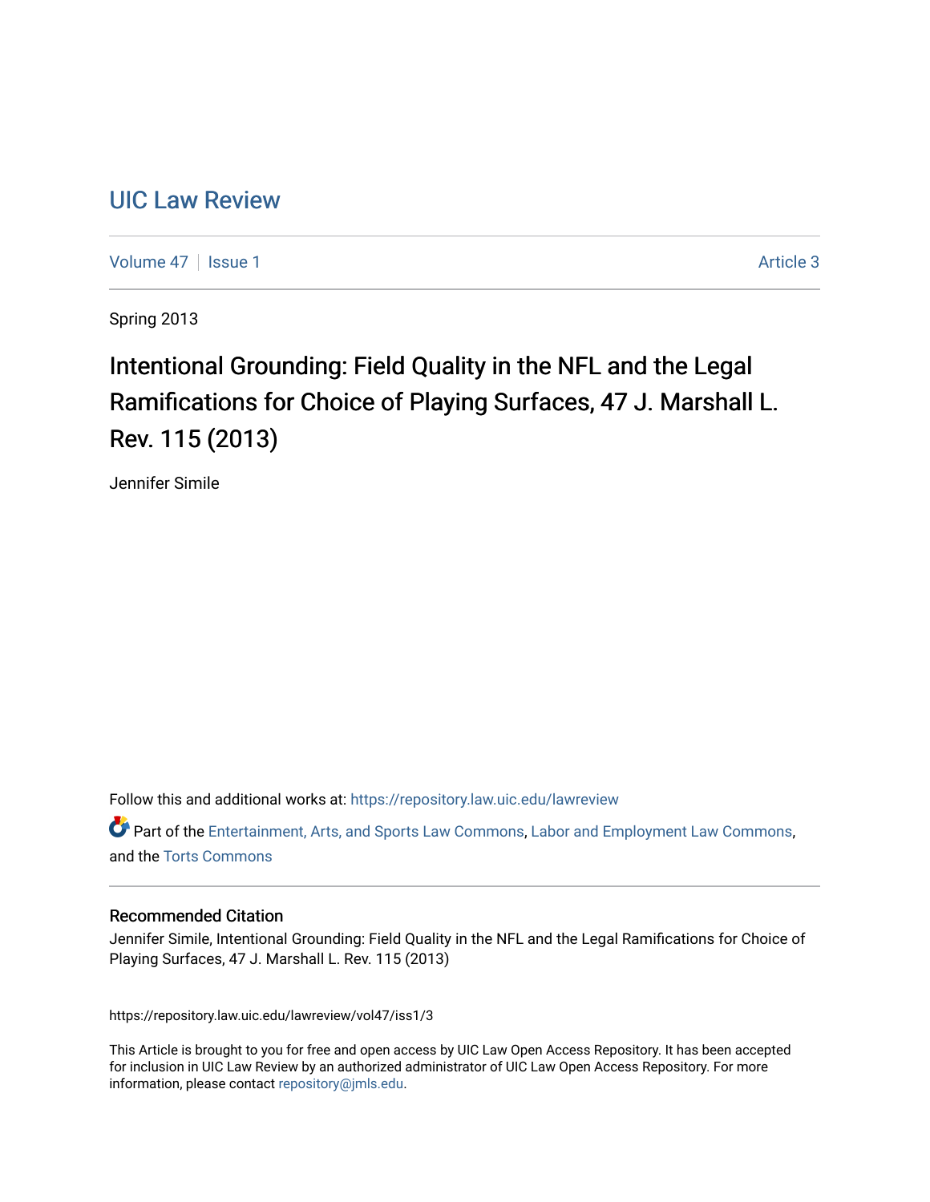# UIC Law Review

Volume 47 | Issue 1 | Article 3

Spring 2013

## Intentional Grounding: Field Quality in the NFL and the Legal Ramifications for Choice of Playing Surfaces, 47 J. Marshall L. Rev. 115 (2013)

Jennifer Simile

Follow this and additional works at: https://repository.law.uic.edu/lawreview

Part of the Entertainment, Arts, and Sports Law Commons, Labor and Employment Law Commons, and the Torts Commons

### Recommended Citation

Jennifer Simile, Intentional Grounding: Field Quality in the NFL and the Legal Ramifications for Choice of Playing Surfaces, 47 J. Marshall L. Rev. 115 (2013)

https://repository.law.uic.edu/lawreview/vol47/iss1/3

This Article is brought to you for free and open access by UIC Law Open Access Repository. It has been accepted for inclusion in UIC Law Review by an authorized administrator of UIC Law Open Access Repository. For more information, please contact repository@jmls.edu.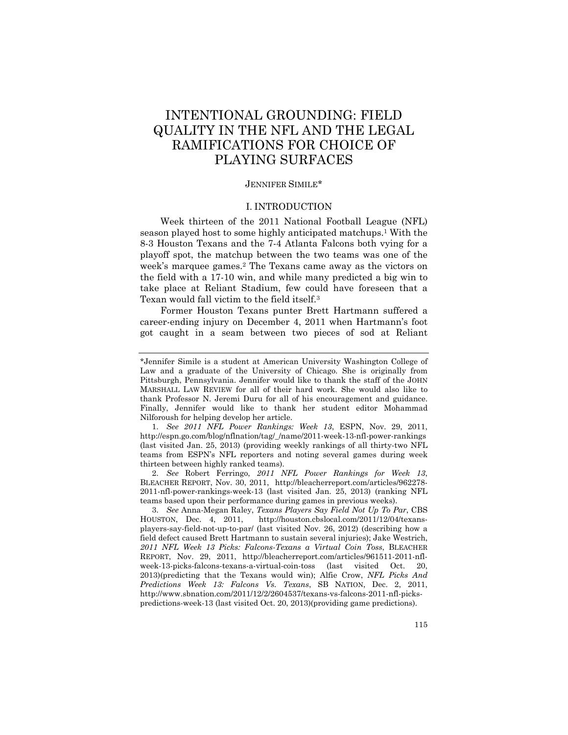# INTENTIONAL GROUNDING: FIELD QUALITY IN THE NFL AND THE LEGAL RAMIFICATIONS FOR CHOICE OF PLAYING SURFACES

JENNIFER SIMILE*

## I. INTRODUCTION

Week thirteen of the 2011 National Football League (NFL) season played host to some highly anticipated matchups.[1] With the 8-3 Houston Texans and the 7-4 Atlanta Falcons both vying for a playoff spot, the matchup between the two teams was one of the week's marquee games.[2] The Texans came away as the victors on the field with a 17-10 win, and while many predicted a big win to take place at Reliant Stadium, few could have foreseen that a Texan would fall victim to the field itself.[3]

Former Houston Texans punter Brett Hartmann suffered a career-ending injury on December 4, 2011 when Hartmann's foot got caught in a seam between two pieces of sod at Reliant

---

*Jennifer Simile is a student at American University Washington College of Law and a graduate of the University of Chicago. She is originally from Pittsburgh, Pennsylvania. Jennifer would like to thank the staff of the JOHN MARSHALL LAW REVIEW for all of their hard work. She would also like to thank Professor N. Jeremi Duru for all of his encouragement and guidance. Finally, Jennifer would like to thank her student editor Mohammad Nilforoush for helping develop her article.

1. *See 2011 NFL Power Rankings: Week 13*, ESPN, Nov. 29, 2011, http://espn.go.com/blog/nflnation/tag/_/name/2011-week-13-nfl-power-rankings (last visited Jan. 25, 2013) (providing weekly rankings of all thirty-two NFL teams from ESPN's NFL reporters and noting several games during week thirteen between highly ranked teams).

2. *See* Robert Ferringo, *2011 NFL Power Rankings for Week 13*, BLEACHER REPORT, Nov. 30, 2011, http://bleacherreport.com/articles/962278-2011-nfl-power-rankings-week-13 (last visited Jan. 25, 2013) (ranking NFL teams based upon their performance during games in previous weeks).

3. *See* Anna-Megan Raley, *Texans Players Say Field Not Up To Par*, CBS HOUSTON, Dec. 4, 2011, http://houston.cbslocal.com/2011/12/04/texans-players-say-field-not-up-to-par/ (last visited Nov. 26, 2012) (describing how a field defect caused Brett Hartmann to sustain several injuries); Jake Westrich, *2011 NFL Week 13 Picks: Falcons-Texans a Virtual Coin Toss*, BLEACHER REPORT, Nov. 29, 2011, http://bleacherreport.com/articles/961511-2011-nfl-week-13-picks-falcons-texans-a-virtual-coin-toss (last visited Oct. 20, 2013)(predicting that the Texans would win); Alfie Crow, *NFL Picks And Predictions Week 13: Falcons Vs. Texans*, SB NATION, Dec. 2, 2011, http://www.sbnation.com/2011/12/2/2604537/texans-vs-falcons-2011-nfl-picks-predictions-week-13 (last visited Oct. 20, 2013)(providing game predictions).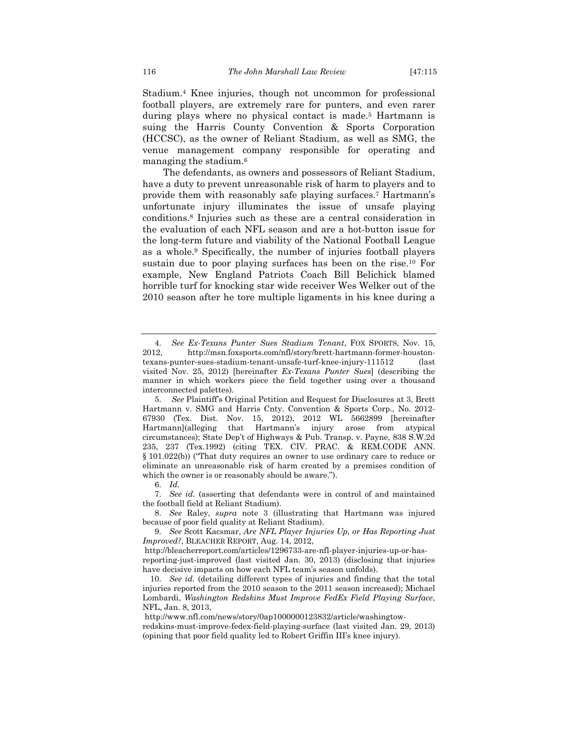Stadium.[4] Knee injuries, though not uncommon for professional football players, are extremely rare for punters, and even rarer during plays where no physical contact is made.[5] Hartmann is suing the Harris County Convention & Sports Corporation (HCCSC), as the owner of Reliant Stadium, as well as SMG, the venue management company responsible for operating and managing the stadium.[6]

The defendants, as owners and possessors of Reliant Stadium, have a duty to prevent unreasonable risk of harm to players and to provide them with reasonably safe playing surfaces.[7] Hartmann's unfortunate injury illuminates the issue of unsafe playing conditions.[8] Injuries such as these are a central consideration in the evaluation of each NFL season and are a hot-button issue for the long-term future and viability of the National Football League as a whole.[9] Specifically, the number of injuries football players sustain due to poor playing surfaces has been on the rise.[10] For example, New England Patriots Coach Bill Belichick blamed horrible turf for knocking star wide receiver Wes Welker out of the 2010 season after he tore multiple ligaments in his knee during a

---

4. *See Ex-Texans Punter Sues Stadium Tenant*, FOX SPORTS, Nov. 15, 2012, http://msn.foxsports.com/nfl/story/brett-hartmann-former-houston-texans-punter-sues-stadium-tenant-unsafe-turf-knee-injury-111512 (last visited Nov. 25, 2012) [hereinafter *Ex-Texans Punter Sues*] (describing the manner in which workers piece the field together using over a thousand interconnected palettes).

5. *See* Plaintiff's Original Petition and Request for Disclosures at 3, Brett Hartmann v. SMG and Harris Cnty. Convention & Sports Corp., No. 2012-67930 (Tex. Dist. Nov. 15, 2012), 2012 WL 5662899 [hereinafter Hartmann](alleging that Hartmann's injury arose from atypical circumstances); State Dep't of Highways & Pub. Transp. v. Payne, 838 S.W.2d 235, 237 (Tex.1992) (citing TEX. CIV. PRAC. & REM.CODE ANN. § 101.022(b)) ("That duty requires an owner to use ordinary care to reduce or eliminate an unreasonable risk of harm created by a premises condition of which the owner is or reasonably should be aware.").

6. *Id.*

7. *See id.* (asserting that defendants were in control of and maintained the football field at Reliant Stadium).

8. *See* Raley, *supra* note 3 (illustrating that Hartmann was injured because of poor field quality at Reliant Stadium).

9. *See* Scott Kacsmar, *Are NFL Player Injuries Up, or Has Reporting Just Improved?*, BLEACHER REPORT, Aug. 14, 2012, http://bleacherreport.com/articles/1296733-are-nfl-player-injuries-up-or-has-reporting-just-improved (last visited Jan. 30, 2013) (disclosing that injuries have decisive impacts on how each NFL team's season unfolds).

10. *See id.* (detailing different types of injuries and finding that the total injuries reported from the 2010 season to the 2011 season increased); Michael Lombardi, *Washington Redskins Must Improve FedEx Field Playing Surface*, NFL, Jan. 8, 2013, http://www.nfl.com/news/story/0ap1000000123832/article/washingtow-redskins-must-improve-fedex-field-playing-surface (last visited Jan. 29, 2013) (opining that poor field quality led to Robert Griffin III's knee injury).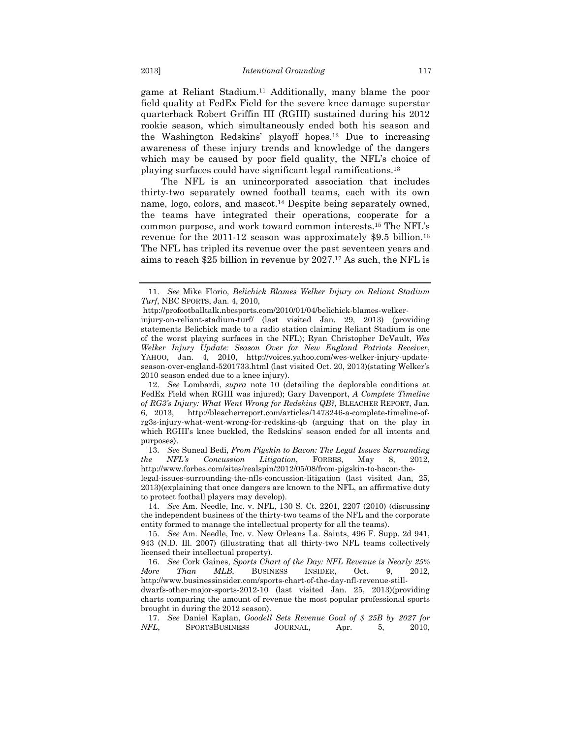game at Reliant Stadium.[11] Additionally, many blame the poor field quality at FedEx Field for the severe knee damage superstar quarterback Robert Griffin III (RGIII) sustained during his 2012 rookie season, which simultaneously ended both his season and the Washington Redskins' playoff hopes.[12] Due to increasing awareness of these injury trends and knowledge of the dangers which may be caused by poor field quality, the NFL's choice of playing surfaces could have significant legal ramifications.[13]

The NFL is an unincorporated association that includes thirty-two separately owned football teams, each with its own name, logo, colors, and mascot.[14] Despite being separately owned, the teams have integrated their operations, cooperate for a common purpose, and work toward common interests.[15] The NFL's revenue for the 2011-12 season was approximately $9.5 billion.[16] The NFL has tripled its revenue over the past seventeen years and aims to reach $25 billion in revenue by 2027.[17] As such, the NFL is

---

11. *See* Mike Florio, *Belichick Blames Welker Injury on Reliant Stadium Turf*, NBC SPORTS, Jan. 4, 2010, http://profootballtalk.nbcsports.com/2010/01/04/belichick-blames-welker-injury-on-reliant-stadium-turf/ (last visited Jan. 29, 2013) (providing statements Belichick made to a radio station claiming Reliant Stadium is one of the worst playing surfaces in the NFL); Ryan Christopher DeVault, *Wes Welker Injury Update: Season Over for New England Patriots Receiver*, YAHOO, Jan. 4, 2010, http://voices.yahoo.com/wes-welker-injury-update-season-over-england-5201733.html (last visited Oct. 20, 2013)(stating Welker's 2010 season ended due to a knee injury).

12. *See* Lombardi, *supra* note 10 (detailing the deplorable conditions at FedEx Field when RGIII was injured); Gary Davenport, *A Complete Timeline of RG3's Injury: What Went Wrong for Redskins QB?*, BLEACHER REPORT, Jan. 6, 2013, http://bleacherreport.com/articles/1473246-a-complete-timeline-of-rg3s-injury-what-went-wrong-for-redskins-qb (arguing that on the play in which RGIII's knee buckled, the Redskins' season ended for all intents and purposes).

13. *See* Suneal Bedi, *From Pigskin to Bacon: The Legal Issues Surrounding the NFL's Concussion Litigation*, FORBES, May 8, 2012, http://www.forbes.com/sites/realspin/2012/05/08/from-pigskin-to-bacon-the-legal-issues-surrounding-the-nfls-concussion-litigation (last visited Jan, 25, 2013)(explaining that once dangers are known to the NFL, an affirmative duty to protect football players may develop).

14. *See* Am. Needle, Inc. v. NFL, 130 S. Ct. 2201, 2207 (2010) (discussing the independent business of the thirty-two teams of the NFL and the corporate entity formed to manage the intellectual property for all the teams).

15. *See* Am. Needle, Inc. v. New Orleans La. Saints, 496 F. Supp. 2d 941, 943 (N.D. Ill. 2007) (illustrating that all thirty-two NFL teams collectively licensed their intellectual property).

16. *See* Cork Gaines, *Sports Chart of the Day: NFL Revenue is Nearly 25% More Than MLB*, BUSINESS INSIDER, Oct. 9, 2012, http://www.businessinsider.com/sports-chart-of-the-day-nfl-revenue-still-dwarfs-other-major-sports-2012-10 (last visited Jan. 25, 2013)(providing charts comparing the amount of revenue the most popular professional sports brought in during the 2012 season).

17. *See* Daniel Kaplan, *Goodell Sets Revenue Goal of $ 25B by 2027 for NFL*, SPORTSBUSINESS JOURNAL, Apr. 5, 2010,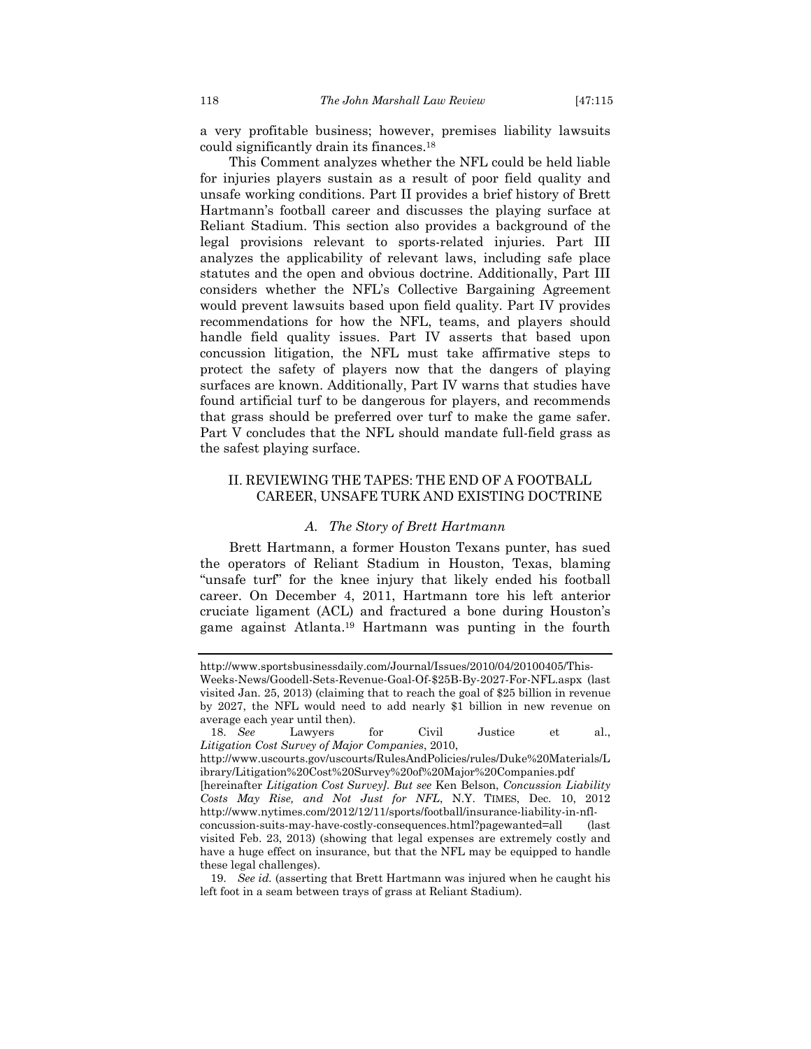a very profitable business; however, premises liability lawsuits could significantly drain its finances.[18]

This Comment analyzes whether the NFL could be held liable for injuries players sustain as a result of poor field quality and unsafe working conditions. Part II provides a brief history of Brett Hartmann's football career and discusses the playing surface at Reliant Stadium. This section also provides a background of the legal provisions relevant to sports-related injuries. Part III analyzes the applicability of relevant laws, including safe place statutes and the open and obvious doctrine. Additionally, Part III considers whether the NFL's Collective Bargaining Agreement would prevent lawsuits based upon field quality. Part IV provides recommendations for how the NFL, teams, and players should handle field quality issues. Part IV asserts that based upon concussion litigation, the NFL must take affirmative steps to protect the safety of players now that the dangers of playing surfaces are known. Additionally, Part IV warns that studies have found artificial turf to be dangerous for players, and recommends that grass should be preferred over turf to make the game safer. Part V concludes that the NFL should mandate full-field grass as the safest playing surface.

## II. REVIEWING THE TAPES: THE END OF A FOOTBALL CAREER, UNSAFE TURK AND EXISTING DOCTRINE

### *A. The Story of Brett Hartmann*

Brett Hartmann, a former Houston Texans punter, has sued the operators of Reliant Stadium in Houston, Texas, blaming "unsafe turf" for the knee injury that likely ended his football career. On December 4, 2011, Hartmann tore his left anterior cruciate ligament (ACL) and fractured a bone during Houston's game against Atlanta.[19] Hartmann was punting in the fourth

---

http://www.sportsbusinessdaily.com/Journal/Issues/2010/04/20100405/This-Weeks-News/Goodell-Sets-Revenue-Goal-Of-$25B-By-2027-For-NFL.aspx (last visited Jan. 25, 2013) (claiming that to reach the goal of $25 billion in revenue by 2027, the NFL would need to add nearly $1 billion in new revenue on average each year until then).

18. *See* Lawyers for Civil Justice et al., *Litigation Cost Survey of Major Companies*, 2010, http://www.uscourts.gov/uscourts/RulesAndPolicies/rules/Duke%20Materials/Library/Litigation%20Cost%20Survey%20of%20Major%20Companies.pdf [hereinafter *Litigation Cost Survey]. But see* Ken Belson, *Concussion Liability Costs May Rise, and Not Just for NFL*, N.Y. TIMES, Dec. 10, 2012 http://www.nytimes.com/2012/12/11/sports/football/insurance-liability-in-nfl-concussion-suits-may-have-costly-consequences.html?pagewanted=all (last visited Feb. 23, 2013) (showing that legal expenses are extremely costly and have a huge effect on insurance, but that the NFL may be equipped to handle these legal challenges).

19. *See id.* (asserting that Brett Hartmann was injured when he caught his left foot in a seam between trays of grass at Reliant Stadium).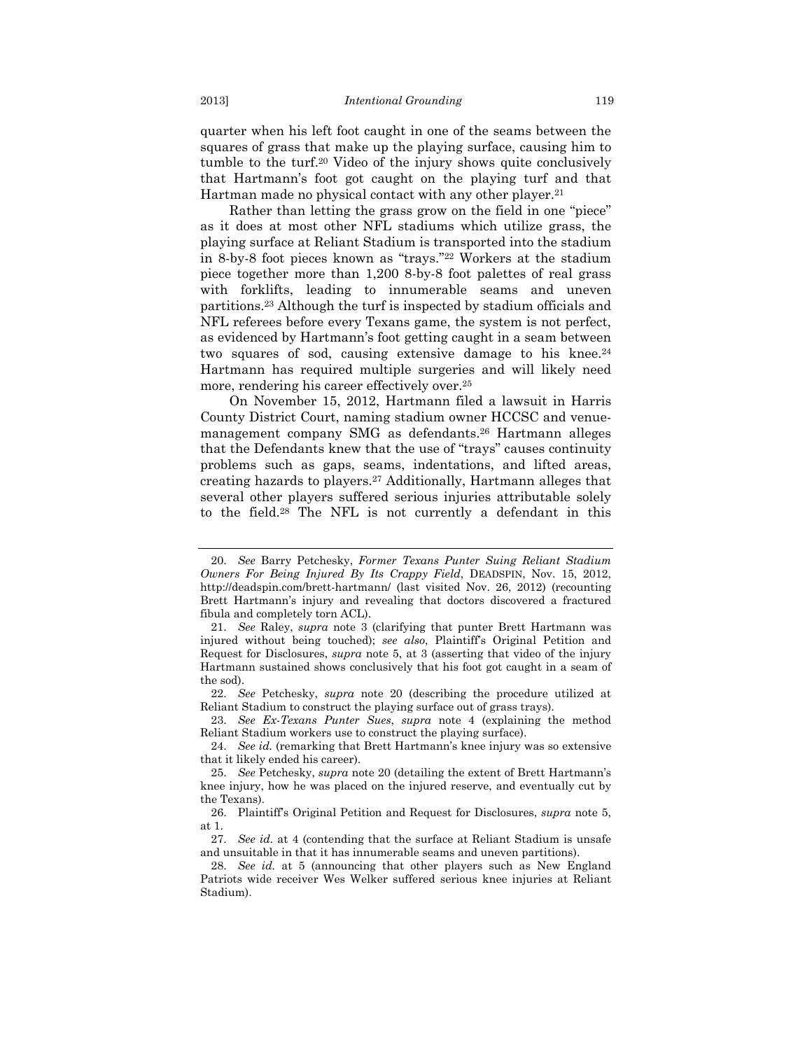quarter when his left foot caught in one of the seams between the squares of grass that make up the playing surface, causing him to tumble to the turf.[20] Video of the injury shows quite conclusively that Hartmann's foot got caught on the playing turf and that Hartman made no physical contact with any other player.[21]

Rather than letting the grass grow on the field in one "piece" as it does at most other NFL stadiums which utilize grass, the playing surface at Reliant Stadium is transported into the stadium in 8-by-8 foot pieces known as "trays."[22] Workers at the stadium piece together more than 1,200 8-by-8 foot palettes of real grass with forklifts, leading to innumerable seams and uneven partitions.[23] Although the turf is inspected by stadium officials and NFL referees before every Texans game, the system is not perfect, as evidenced by Hartmann's foot getting caught in a seam between two squares of sod, causing extensive damage to his knee.[24] Hartmann has required multiple surgeries and will likely need more, rendering his career effectively over.[25]

On November 15, 2012, Hartmann filed a lawsuit in Harris County District Court, naming stadium owner HCCSC and venue-management company SMG as defendants.[26] Hartmann alleges that the Defendants knew that the use of "trays" causes continuity problems such as gaps, seams, indentations, and lifted areas, creating hazards to players.[27] Additionally, Hartmann alleges that several other players suffered serious injuries attributable solely to the field.[28] The NFL is not currently a defendant in this

---

20. *See* Barry Petchesky, *Former Texans Punter Suing Reliant Stadium Owners For Being Injured By Its Crappy Field*, DEADSPIN, Nov. 15, 2012, http://deadspin.com/brett-hartmann/ (last visited Nov. 26, 2012) (recounting Brett Hartmann's injury and revealing that doctors discovered a fractured fibula and completely torn ACL).

21. *See* Raley, *supra* note 3 (clarifying that punter Brett Hartmann was injured without being touched); *see also*, Plaintiff's Original Petition and Request for Disclosures, *supra* note 5, at 3 (asserting that video of the injury Hartmann sustained shows conclusively that his foot got caught in a seam of the sod).

22. *See* Petchesky, *supra* note 20 (describing the procedure utilized at Reliant Stadium to construct the playing surface out of grass trays).

23. *See Ex-Texans Punter Sues*, *supra* note 4 (explaining the method Reliant Stadium workers use to construct the playing surface).

24. *See id.* (remarking that Brett Hartmann's knee injury was so extensive that it likely ended his career).

25. *See* Petchesky, *supra* note 20 (detailing the extent of Brett Hartmann's knee injury, how he was placed on the injured reserve, and eventually cut by the Texans).

26. Plaintiff's Original Petition and Request for Disclosures, *supra* note 5, at 1.

27. *See id.* at 4 (contending that the surface at Reliant Stadium is unsafe and unsuitable in that it has innumerable seams and uneven partitions).

28. *See id.* at 5 (announcing that other players such as New England Patriots wide receiver Wes Welker suffered serious knee injuries at Reliant Stadium).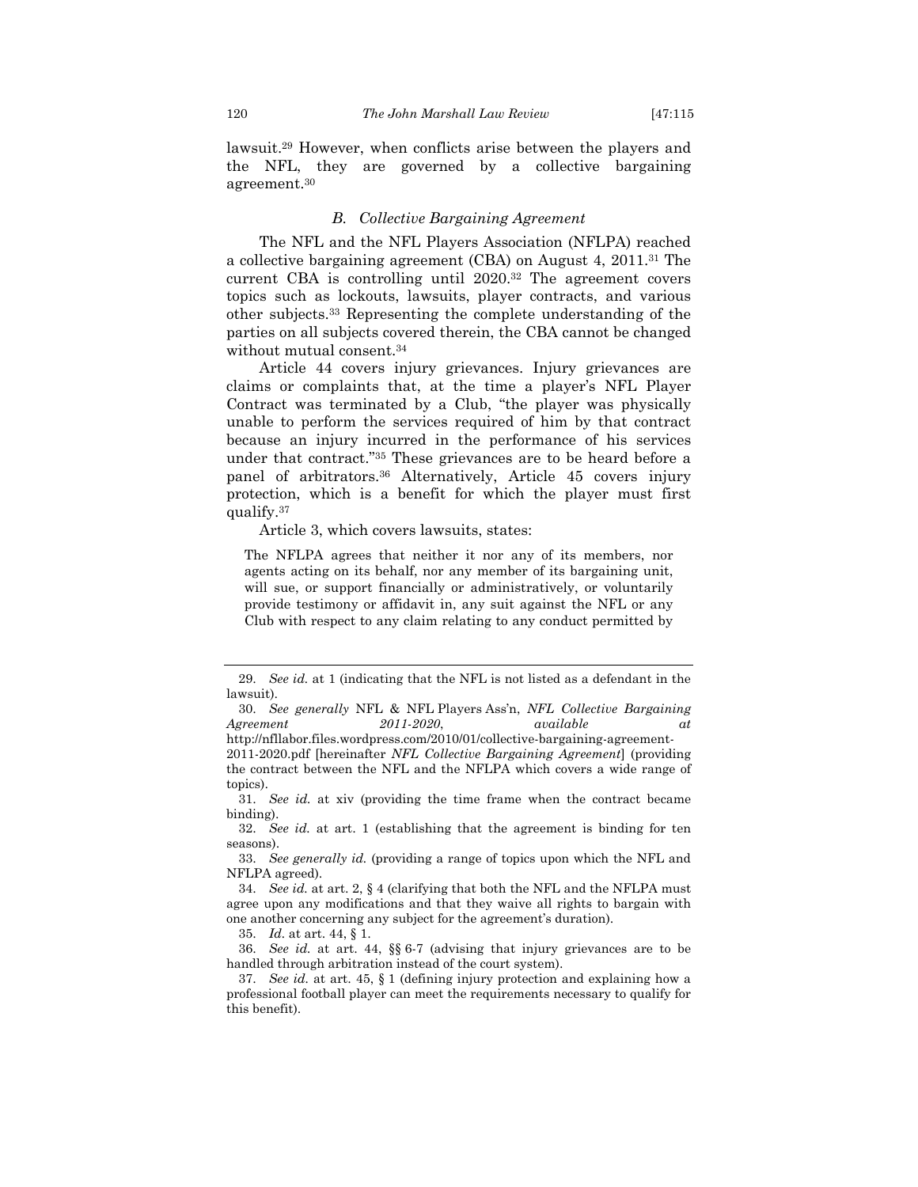lawsuit.[29] However, when conflicts arise between the players and the NFL, they are governed by a collective bargaining agreement.[30]

### *B. Collective Bargaining Agreement*

The NFL and the NFL Players Association (NFLPA) reached a collective bargaining agreement (CBA) on August 4, 2011.[31] The current CBA is controlling until 2020.[32] The agreement covers topics such as lockouts, lawsuits, player contracts, and various other subjects.[33] Representing the complete understanding of the parties on all subjects covered therein, the CBA cannot be changed without mutual consent.[34]

Article 44 covers injury grievances. Injury grievances are claims or complaints that, at the time a player's NFL Player Contract was terminated by a Club, "the player was physically unable to perform the services required of him by that contract because an injury incurred in the performance of his services under that contract."[35] These grievances are to be heard before a panel of arbitrators.[36] Alternatively, Article 45 covers injury protection, which is a benefit for which the player must first qualify.[37]

Article 3, which covers lawsuits, states:

> The NFLPA agrees that neither it nor any of its members, nor agents acting on its behalf, nor any member of its bargaining unit, will sue, or support financially or administratively, or voluntarily provide testimony or affidavit in, any suit against the NFL or any Club with respect to any claim relating to any conduct permitted by

---

29. *See id.* at 1 (indicating that the NFL is not listed as a defendant in the lawsuit).

30. *See generally* NFL & NFL Players Ass'n, *NFL Collective Bargaining Agreement 2011-2020*, *available at* http://nfllabor.files.wordpress.com/2010/01/collective-bargaining-agreement-2011-2020.pdf [hereinafter *NFL Collective Bargaining Agreement*] (providing the contract between the NFL and the NFLPA which covers a wide range of topics).

31. *See id.* at xiv (providing the time frame when the contract became binding).

32. *See id.* at art. 1 (establishing that the agreement is binding for ten seasons).

33. *See generally id.* (providing a range of topics upon which the NFL and NFLPA agreed).

34. *See id.* at art. 2, § 4 (clarifying that both the NFL and the NFLPA must agree upon any modifications and that they waive all rights to bargain with one another concerning any subject for the agreement's duration).

35. *Id.* at art. 44, § 1.

36. *See id.* at art. 44, §§ 6-7 (advising that injury grievances are to be handled through arbitration instead of the court system).

37. *See id.* at art. 45, § 1 (defining injury protection and explaining how a professional football player can meet the requirements necessary to qualify for this benefit).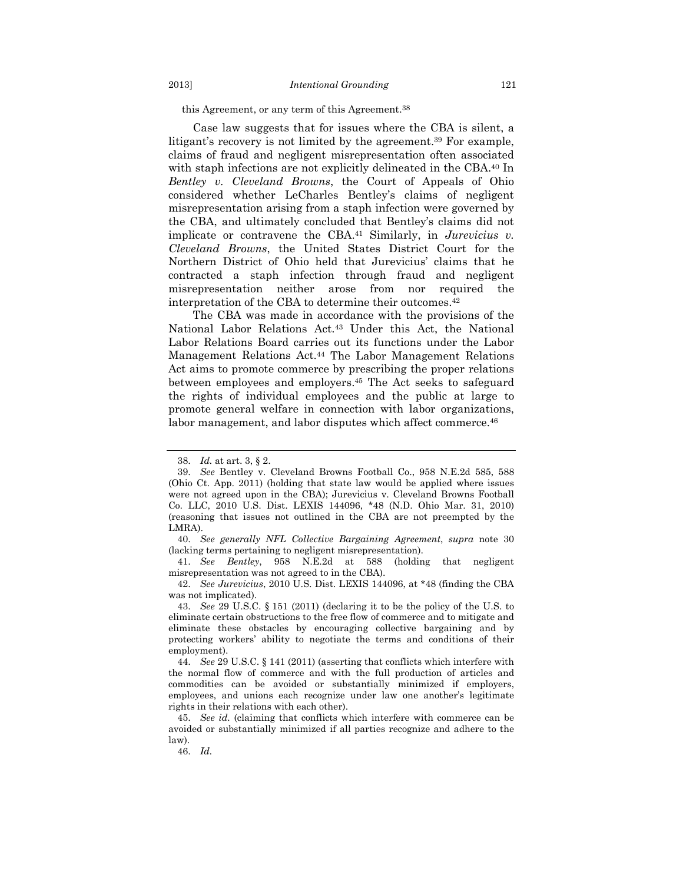this Agreement, or any term of this Agreement.[38]

Case law suggests that for issues where the CBA is silent, a litigant's recovery is not limited by the agreement.[39] For example, claims of fraud and negligent misrepresentation often associated with staph infections are not explicitly delineated in the CBA.[40] In *Bentley v. Cleveland Browns*, the Court of Appeals of Ohio considered whether LeCharles Bentley's claims of negligent misrepresentation arising from a staph infection were governed by the CBA, and ultimately concluded that Bentley's claims did not implicate or contravene the CBA.[41] Similarly, in *Jurevicius v. Cleveland Browns*, the United States District Court for the Northern District of Ohio held that Jurevicius' claims that he contracted a staph infection through fraud and negligent misrepresentation neither arose from nor required the interpretation of the CBA to determine their outcomes.[42]

The CBA was made in accordance with the provisions of the National Labor Relations Act.[43] Under this Act, the National Labor Relations Board carries out its functions under the Labor Management Relations Act.[44] The Labor Management Relations Act aims to promote commerce by prescribing the proper relations between employees and employers.[45] The Act seeks to safeguard the rights of individual employees and the public at large to promote general welfare in connection with labor organizations, labor management, and labor disputes which affect commerce.[46]

---

38. *Id.* at art. 3, § 2.

39. *See* Bentley v. Cleveland Browns Football Co., 958 N.E.2d 585, 588 (Ohio Ct. App. 2011) (holding that state law would be applied where issues were not agreed upon in the CBA); Jurevicius v. Cleveland Browns Football Co. LLC, 2010 U.S. Dist. LEXIS 144096, *48 (N.D. Ohio Mar. 31, 2010) (reasoning that issues not outlined in the CBA are not preempted by the LMRA).

40. *See generally NFL Collective Bargaining Agreement*, *supra* note 30 (lacking terms pertaining to negligent misrepresentation).

41. *See Bentley*, 958 N.E.2d at 588 (holding that negligent misrepresentation was not agreed to in the CBA).

42. *See Jurevicius*, 2010 U.S. Dist. LEXIS 144096, at *48 (finding the CBA was not implicated).

43. *See* 29 U.S.C. § 151 (2011) (declaring it to be the policy of the U.S. to eliminate certain obstructions to the free flow of commerce and to mitigate and eliminate these obstacles by encouraging collective bargaining and by protecting workers' ability to negotiate the terms and conditions of their employment).

44. *See* 29 U.S.C. § 141 (2011) (asserting that conflicts which interfere with the normal flow of commerce and with the full production of articles and commodities can be avoided or substantially minimized if employers, employees, and unions each recognize under law one another's legitimate rights in their relations with each other).

45. *See id.* (claiming that conflicts which interfere with commerce can be avoided or substantially minimized if all parties recognize and adhere to the law).

46. *Id.*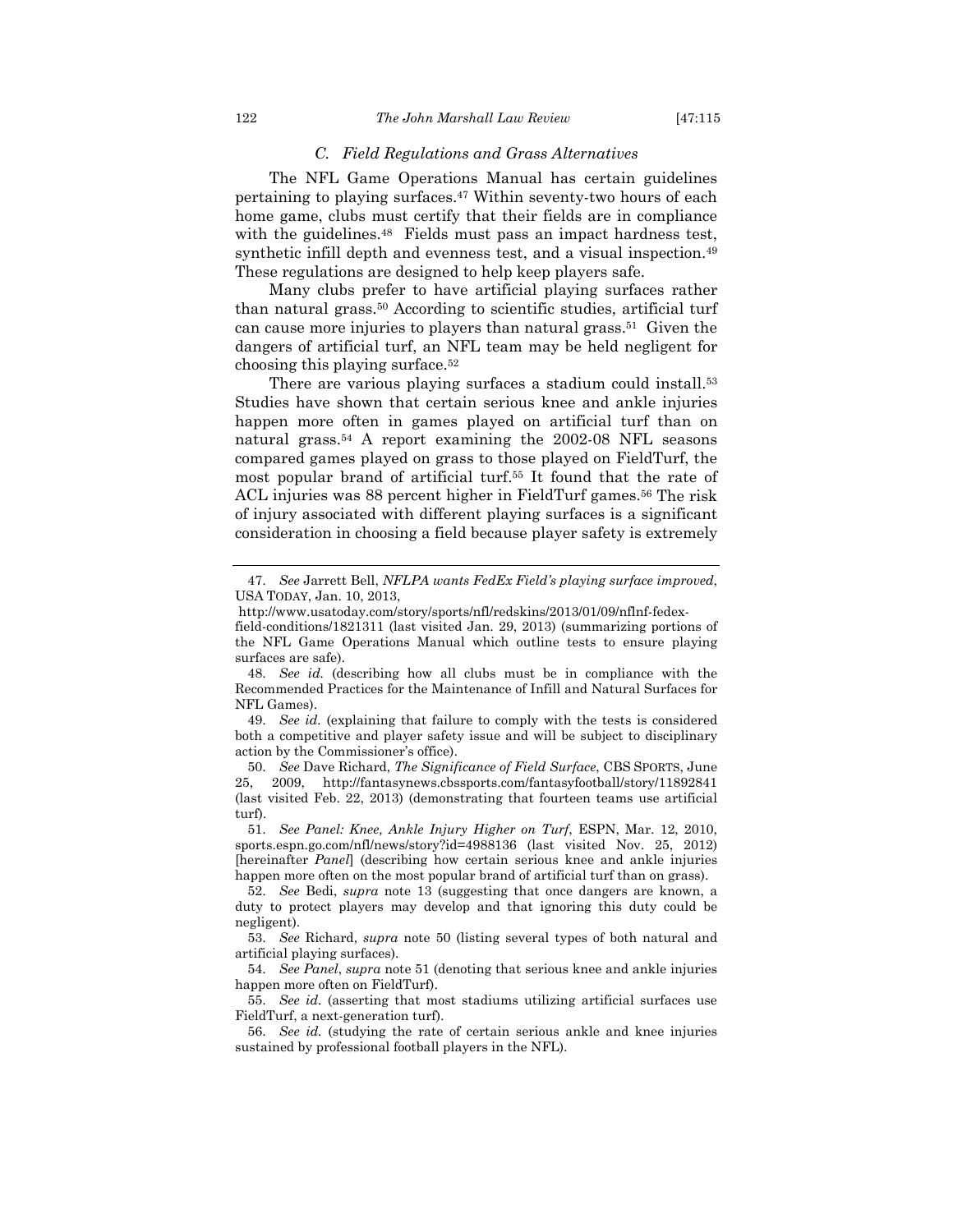### *C. Field Regulations and Grass Alternatives*

The NFL Game Operations Manual has certain guidelines pertaining to playing surfaces.[47] Within seventy-two hours of each home game, clubs must certify that their fields are in compliance with the guidelines.[48] Fields must pass an impact hardness test, synthetic infill depth and evenness test, and a visual inspection.[49] These regulations are designed to help keep players safe.

Many clubs prefer to have artificial playing surfaces rather than natural grass.[50] According to scientific studies, artificial turf can cause more injuries to players than natural grass.[51] Given the dangers of artificial turf, an NFL team may be held negligent for choosing this playing surface.[52]

There are various playing surfaces a stadium could install.[53] Studies have shown that certain serious knee and ankle injuries happen more often in games played on artificial turf than on natural grass.[54] A report examining the 2002-08 NFL seasons compared games played on grass to those played on FieldTurf, the most popular brand of artificial turf.[55] It found that the rate of ACL injuries was 88 percent higher in FieldTurf games.[56] The risk of injury associated with different playing surfaces is a significant consideration in choosing a field because player safety is extremely

---

47. *See* Jarrett Bell, *NFLPA wants FedEx Field's playing surface improved*, USA TODAY, Jan. 10, 2013, http://www.usatoday.com/story/sports/nfl/redskins/2013/01/09/nflnf-fedex-field-conditions/1821311 (last visited Jan. 29, 2013) (summarizing portions of the NFL Game Operations Manual which outline tests to ensure playing surfaces are safe).

48. *See id.* (describing how all clubs must be in compliance with the Recommended Practices for the Maintenance of Infill and Natural Surfaces for NFL Games).

49. *See id.* (explaining that failure to comply with the tests is considered both a competitive and player safety issue and will be subject to disciplinary action by the Commissioner's office).

50. *See* Dave Richard, *The Significance of Field Surface*, CBS SPORTS, June 25, 2009, http://fantasynews.cbssports.com/fantasyfootball/story/11892841 (last visited Feb. 22, 2013) (demonstrating that fourteen teams use artificial turf).

51. *See Panel: Knee, Ankle Injury Higher on Turf*, ESPN, Mar. 12, 2010, sports.espn.go.com/nfl/news/story?id=4988136 (last visited Nov. 25, 2012) [hereinafter *Panel*] (describing how certain serious knee and ankle injuries happen more often on the most popular brand of artificial turf than on grass).

52. *See* Bedi, *supra* note 13 (suggesting that once dangers are known, a duty to protect players may develop and that ignoring this duty could be negligent).

53. *See* Richard, *supra* note 50 (listing several types of both natural and artificial playing surfaces).

54. *See Panel*, *supra* note 51 (denoting that serious knee and ankle injuries happen more often on FieldTurf).

55. *See id.* (asserting that most stadiums utilizing artificial surfaces use FieldTurf, a next-generation turf).

56. *See id.* (studying the rate of certain serious ankle and knee injuries sustained by professional football players in the NFL).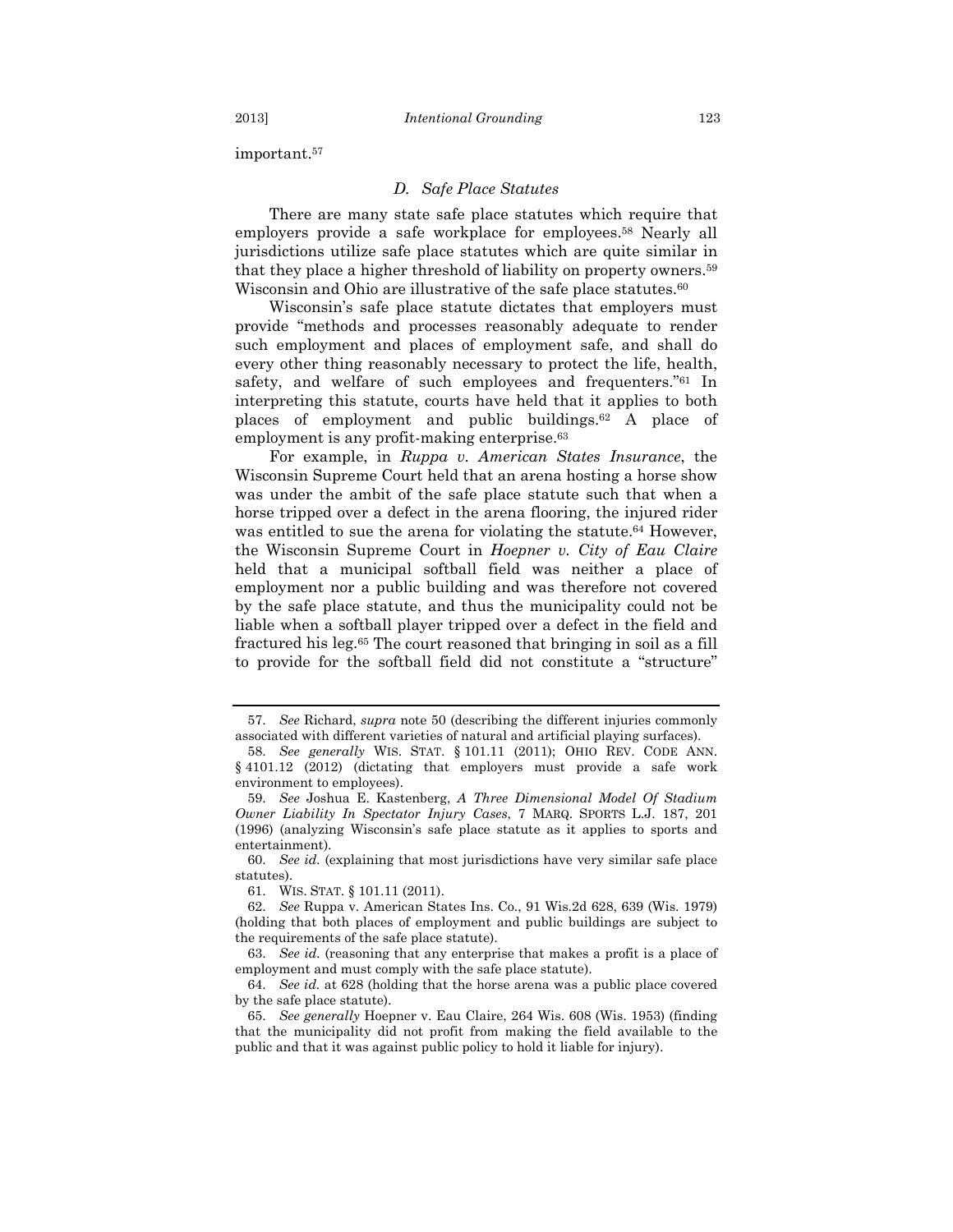important.[57]

### *D. Safe Place Statutes*

There are many state safe place statutes which require that employers provide a safe workplace for employees.[58] Nearly all jurisdictions utilize safe place statutes which are quite similar in that they place a higher threshold of liability on property owners.[59] Wisconsin and Ohio are illustrative of the safe place statutes.[60]

Wisconsin's safe place statute dictates that employers must provide "methods and processes reasonably adequate to render such employment and places of employment safe, and shall do every other thing reasonably necessary to protect the life, health, safety, and welfare of such employees and frequenters."[61] In interpreting this statute, courts have held that it applies to both places of employment and public buildings.[62] A place of employment is any profit-making enterprise.[63]

For example, in *Ruppa v. American States Insurance*, the Wisconsin Supreme Court held that an arena hosting a horse show was under the ambit of the safe place statute such that when a horse tripped over a defect in the arena flooring, the injured rider was entitled to sue the arena for violating the statute.[64] However, the Wisconsin Supreme Court in *Hoepner v. City of Eau Claire* held that a municipal softball field was neither a place of employment nor a public building and was therefore not covered by the safe place statute, and thus the municipality could not be liable when a softball player tripped over a defect in the field and fractured his leg.[65] The court reasoned that bringing in soil as a fill to provide for the softball field did not constitute a "structure"

---

57. *See* Richard, *supra* note 50 (describing the different injuries commonly associated with different varieties of natural and artificial playing surfaces).

58. *See generally* WIS. STAT. § 101.11 (2011); OHIO REV. CODE ANN. § 4101.12 (2012) (dictating that employers must provide a safe work environment to employees).

59. *See* Joshua E. Kastenberg, *A Three Dimensional Model Of Stadium Owner Liability In Spectator Injury Cases*, 7 MARQ. SPORTS L.J. 187, 201 (1996) (analyzing Wisconsin's safe place statute as it applies to sports and entertainment).

60. *See id.* (explaining that most jurisdictions have very similar safe place statutes).

61. WIS. STAT. § 101.11 (2011).

62. *See* Ruppa v. American States Ins. Co., 91 Wis.2d 628, 639 (Wis. 1979) (holding that both places of employment and public buildings are subject to the requirements of the safe place statute).

63. *See id.* (reasoning that any enterprise that makes a profit is a place of employment and must comply with the safe place statute).

64. *See id.* at 628 (holding that the horse arena was a public place covered by the safe place statute).

65. *See generally* Hoepner v. Eau Claire, 264 Wis. 608 (Wis. 1953) (finding that the municipality did not profit from making the field available to the public and that it was against public policy to hold it liable for injury).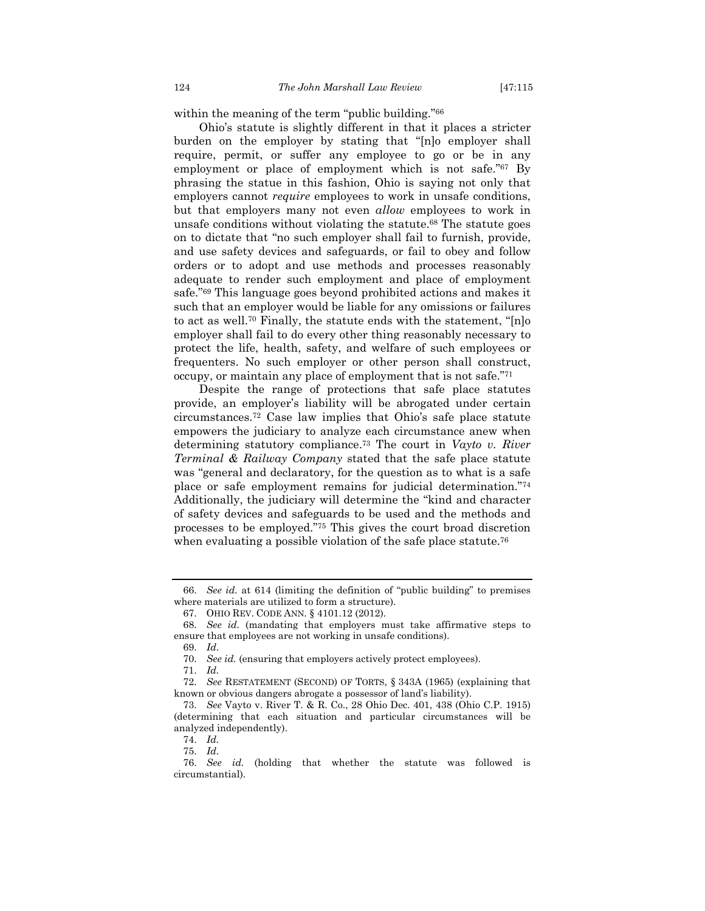within the meaning of the term "public building."[66]

Ohio's statute is slightly different in that it places a stricter burden on the employer by stating that "[n]o employer shall require, permit, or suffer any employee to go or be in any employment or place of employment which is not safe."[67] By phrasing the statue in this fashion, Ohio is saying not only that employers cannot *require* employees to work in unsafe conditions, but that employers many not even *allow* employees to work in unsafe conditions without violating the statute.[68] The statute goes on to dictate that "no such employer shall fail to furnish, provide, and use safety devices and safeguards, or fail to obey and follow orders or to adopt and use methods and processes reasonably adequate to render such employment and place of employment safe."[69] This language goes beyond prohibited actions and makes it such that an employer would be liable for any omissions or failures to act as well.[70] Finally, the statute ends with the statement, "[n]o employer shall fail to do every other thing reasonably necessary to protect the life, health, safety, and welfare of such employees or frequenters. No such employer or other person shall construct, occupy, or maintain any place of employment that is not safe."[71]

Despite the range of protections that safe place statutes provide, an employer's liability will be abrogated under certain circumstances.[72] Case law implies that Ohio's safe place statute empowers the judiciary to analyze each circumstance anew when determining statutory compliance.[73] The court in *Vayto v. River Terminal & Railway Company* stated that the safe place statute was "general and declaratory, for the question as to what is a safe place or safe employment remains for judicial determination."[74] Additionally, the judiciary will determine the "kind and character of safety devices and safeguards to be used and the methods and processes to be employed."[75] This gives the court broad discretion when evaluating a possible violation of the safe place statute.[76]

---

66. *See id.* at 614 (limiting the definition of "public building" to premises where materials are utilized to form a structure).

67. OHIO REV. CODE ANN. § 4101.12 (2012).

68. *See id.* (mandating that employers must take affirmative steps to ensure that employees are not working in unsafe conditions).

69. *Id.*

70. *See id.* (ensuring that employers actively protect employees).

71. *Id.*

72. *See* RESTATEMENT (SECOND) OF TORTS, § 343A (1965) (explaining that known or obvious dangers abrogate a possessor of land's liability).

73. *See* Vayto v. River T. & R. Co., 28 Ohio Dec. 401, 438 (Ohio C.P. 1915) (determining that each situation and particular circumstances will be analyzed independently).

74. *Id.*

75. *Id.*

76. *See id.* (holding that whether the statute was followed is circumstantial).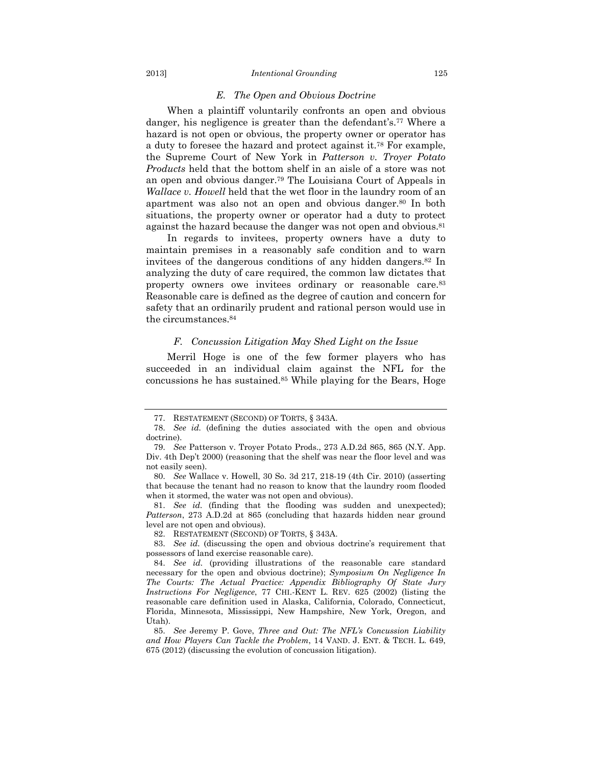### E. The Open and Obvious Doctrine

When a plaintiff voluntarily confronts an open and obvious danger, his negligence is greater than the defendant's.[77] Where a hazard is not open or obvious, the property owner or operator has a duty to foresee the hazard and protect against it.[78] For example, the Supreme Court of New York in *Patterson v. Troyer Potato Products* held that the bottom shelf in an aisle of a store was not an open and obvious danger.[79] The Louisiana Court of Appeals in *Wallace v. Howell* held that the wet floor in the laundry room of an apartment was also not an open and obvious danger.[80] In both situations, the property owner or operator had a duty to protect against the hazard because the danger was not open and obvious.[81]

In regards to invitees, property owners have a duty to maintain premises in a reasonably safe condition and to warn invitees of the dangerous conditions of any hidden dangers.[82] In analyzing the duty of care required, the common law dictates that property owners owe invitees ordinary or reasonable care.[83] Reasonable care is defined as the degree of caution and concern for safety that an ordinarily prudent and rational person would use in the circumstances.[84]

### F. Concussion Litigation May Shed Light on the Issue

Merril Hoge is one of the few former players who has succeeded in an individual claim against the NFL for the concussions he has sustained.[85] While playing for the Bears, Hoge

---

77. RESTATEMENT (SECOND) OF TORTS, § 343A.

78. *See id.* (defining the duties associated with the open and obvious doctrine).

79. *See* Patterson v. Troyer Potato Prods., 273 A.D.2d 865, 865 (N.Y. App. Div. 4th Dep't 2000) (reasoning that the shelf was near the floor level and was not easily seen).

80. *See* Wallace v. Howell, 30 So. 3d 217, 218-19 (4th Cir. 2010) (asserting that because the tenant had no reason to know that the laundry room flooded when it stormed, the water was not open and obvious).

81. *See id.* (finding that the flooding was sudden and unexpected); *Patterson*, 273 A.D.2d at 865 (concluding that hazards hidden near ground level are not open and obvious).

82. RESTATEMENT (SECOND) OF TORTS, § 343A.

83. *See id.* (discussing the open and obvious doctrine's requirement that possessors of land exercise reasonable care).

84. *See id.* (providing illustrations of the reasonable care standard necessary for the open and obvious doctrine); *Symposium On Negligence In The Courts: The Actual Practice: Appendix Bibliography Of State Jury Instructions For Negligence*, 77 CHI.-KENT L. REV. 625 (2002) (listing the reasonable care definition used in Alaska, California, Colorado, Connecticut, Florida, Minnesota, Mississippi, New Hampshire, New York, Oregon, and Utah).

85. *See* Jeremy P. Gove, *Three and Out: The NFL's Concussion Liability and How Players Can Tackle the Problem*, 14 VAND. J. ENT. & TECH. L. 649, 675 (2012) (discussing the evolution of concussion litigation).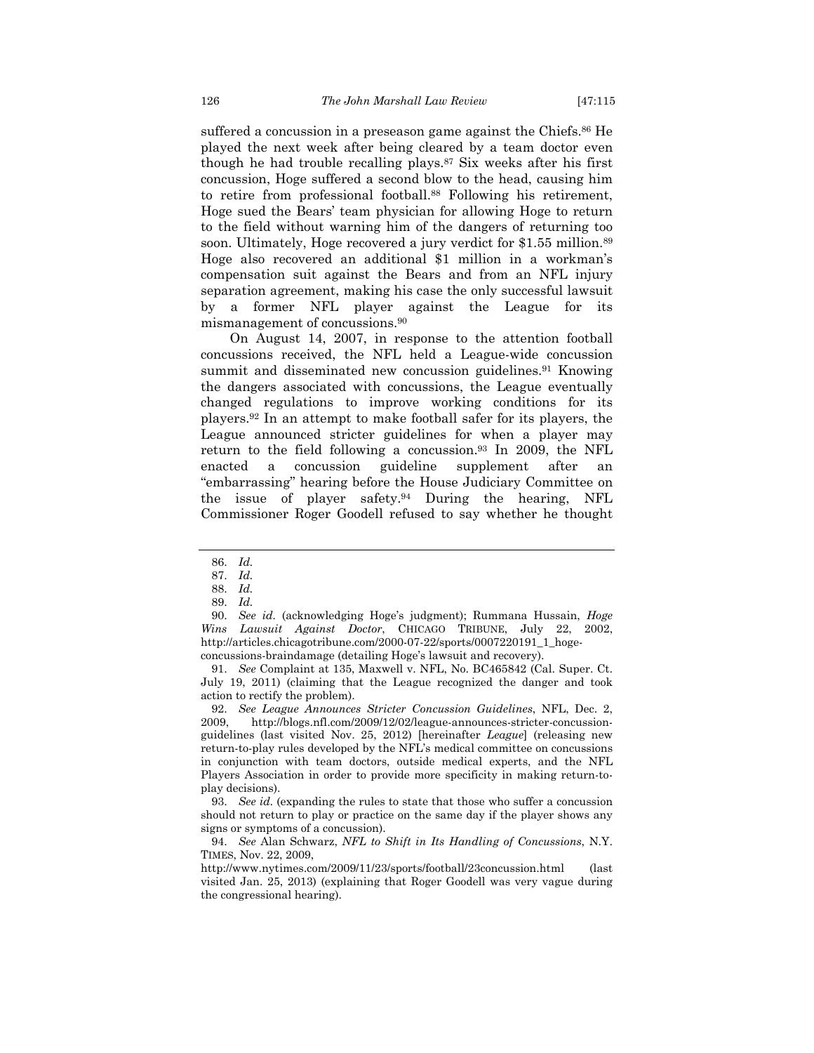suffered a concussion in a preseason game against the Chiefs.[86] He played the next week after being cleared by a team doctor even though he had trouble recalling plays.[87] Six weeks after his first concussion, Hoge suffered a second blow to the head, causing him to retire from professional football.[88] Following his retirement, Hoge sued the Bears' team physician for allowing Hoge to return to the field without warning him of the dangers of returning too soon. Ultimately, Hoge recovered a jury verdict for $1.55 million.[89] Hoge also recovered an additional $1 million in a workman's compensation suit against the Bears and from an NFL injury separation agreement, making his case the only successful lawsuit by a former NFL player against the League for its mismanagement of concussions.[90]

On August 14, 2007, in response to the attention football concussions received, the NFL held a League-wide concussion summit and disseminated new concussion guidelines.[91] Knowing the dangers associated with concussions, the League eventually changed regulations to improve working conditions for its players.[92] In an attempt to make football safer for its players, the League announced stricter guidelines for when a player may return to the field following a concussion.[93] In 2009, the NFL enacted a concussion guideline supplement after an "embarrassing" hearing before the House Judiciary Committee on the issue of player safety.[94] During the hearing, NFL Commissioner Roger Goodell refused to say whether he thought

---

86. *Id.*

87. *Id.*

88. *Id.*

89. *Id.*

90. *See id.* (acknowledging Hoge's judgment); Rummana Hussain, *Hoge Wins Lawsuit Against Doctor*, CHICAGO TRIBUNE, July 22, 2002, http://articles.chicagotribune.com/2000-07-22/sports/0007220191_1_hoge-concussions-braindamage (detailing Hoge's lawsuit and recovery).

91. *See* Complaint at 135, Maxwell v. NFL, No. BC465842 (Cal. Super. Ct. July 19, 2011) (claiming that the League recognized the danger and took action to rectify the problem).

92. *See League Announces Stricter Concussion Guidelines*, NFL, Dec. 2, 2009, http://blogs.nfl.com/2009/12/02/league-announces-stricter-concussion-guidelines (last visited Nov. 25, 2012) [hereinafter *League*] (releasing new return-to-play rules developed by the NFL's medical committee on concussions in conjunction with team doctors, outside medical experts, and the NFL Players Association in order to provide more specificity in making return-to-play decisions).

93. *See id.* (expanding the rules to state that those who suffer a concussion should not return to play or practice on the same day if the player shows any signs or symptoms of a concussion).

94. *See* Alan Schwarz, *NFL to Shift in Its Handling of Concussions*, N.Y. TIMES, Nov. 22, 2009, http://www.nytimes.com/2009/11/23/sports/football/23concussion.html (last visited Jan. 25, 2013) (explaining that Roger Goodell was very vague during the congressional hearing).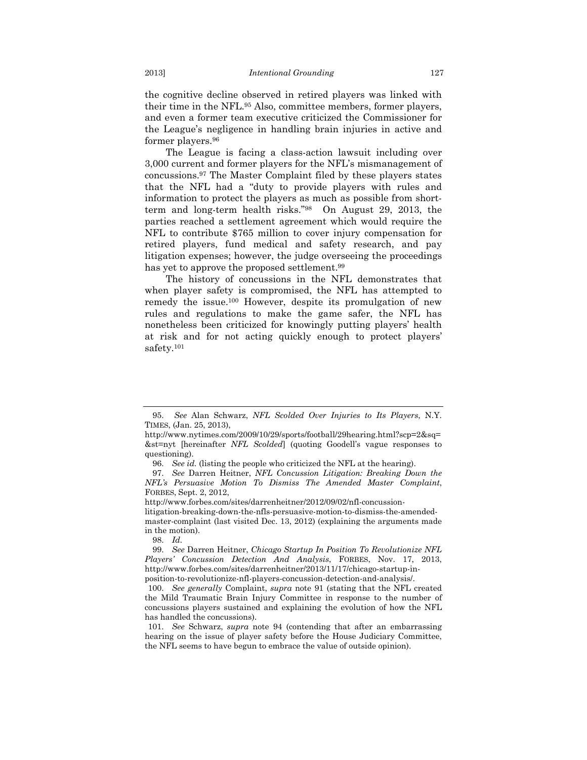the cognitive decline observed in retired players was linked with their time in the NFL.[95] Also, committee members, former players, and even a former team executive criticized the Commissioner for the League's negligence in handling brain injuries in active and former players.[96]

The League is facing a class-action lawsuit including over 3,000 current and former players for the NFL's mismanagement of concussions.[97] The Master Complaint filed by these players states that the NFL had a "duty to provide players with rules and information to protect the players as much as possible from short-term and long-term health risks."[98] On August 29, 2013, the parties reached a settlement agreement which would require the NFL to contribute $765 million to cover injury compensation for retired players, fund medical and safety research, and pay litigation expenses; however, the judge overseeing the proceedings has yet to approve the proposed settlement.[99]

The history of concussions in the NFL demonstrates that when player safety is compromised, the NFL has attempted to remedy the issue.[100] However, despite its promulgation of new rules and regulations to make the game safer, the NFL has nonetheless been criticized for knowingly putting players' health at risk and for not acting quickly enough to protect players' safety.[101]

---

95. *See* Alan Schwarz, *NFL Scolded Over Injuries to Its Players*, N.Y. TIMES, (Jan. 25, 2013), http://www.nytimes.com/2009/10/29/sports/football/29hearing.html?scp=2&sq=&st=nyt [hereinafter *NFL Scolded*] (quoting Goodell's vague responses to questioning).

96. *See id.* (listing the people who criticized the NFL at the hearing).

97. *See* Darren Heitner, *NFL Concussion Litigation: Breaking Down the NFL's Persuasive Motion To Dismiss The Amended Master Complaint*, FORBES, Sept. 2, 2012, http://www.forbes.com/sites/darrenheitner/2012/09/02/nfl-concussion-litigation-breaking-down-the-nfls-persuasive-motion-to-dismiss-the-amended-master-complaint (last visited Dec. 13, 2012) (explaining the arguments made in the motion).

98. *Id.*

99. *See* Darren Heitner, *Chicago Startup In Position To Revolutionize NFL Players' Concussion Detection And Analysis*, FORBES, Nov. 17, 2013, http://www.forbes.com/sites/darrenheitner/2013/11/17/chicago-startup-in-position-to-revolutionize-nfl-players-concussion-detection-and-analysis/.

100. *See generally* Complaint, *supra* note 91 (stating that the NFL created the Mild Traumatic Brain Injury Committee in response to the number of concussions players sustained and explaining the evolution of how the NFL has handled the concussions).

101. *See* Schwarz, *supra* note 94 (contending that after an embarrassing hearing on the issue of player safety before the House Judiciary Committee, the NFL seems to have begun to embrace the value of outside opinion).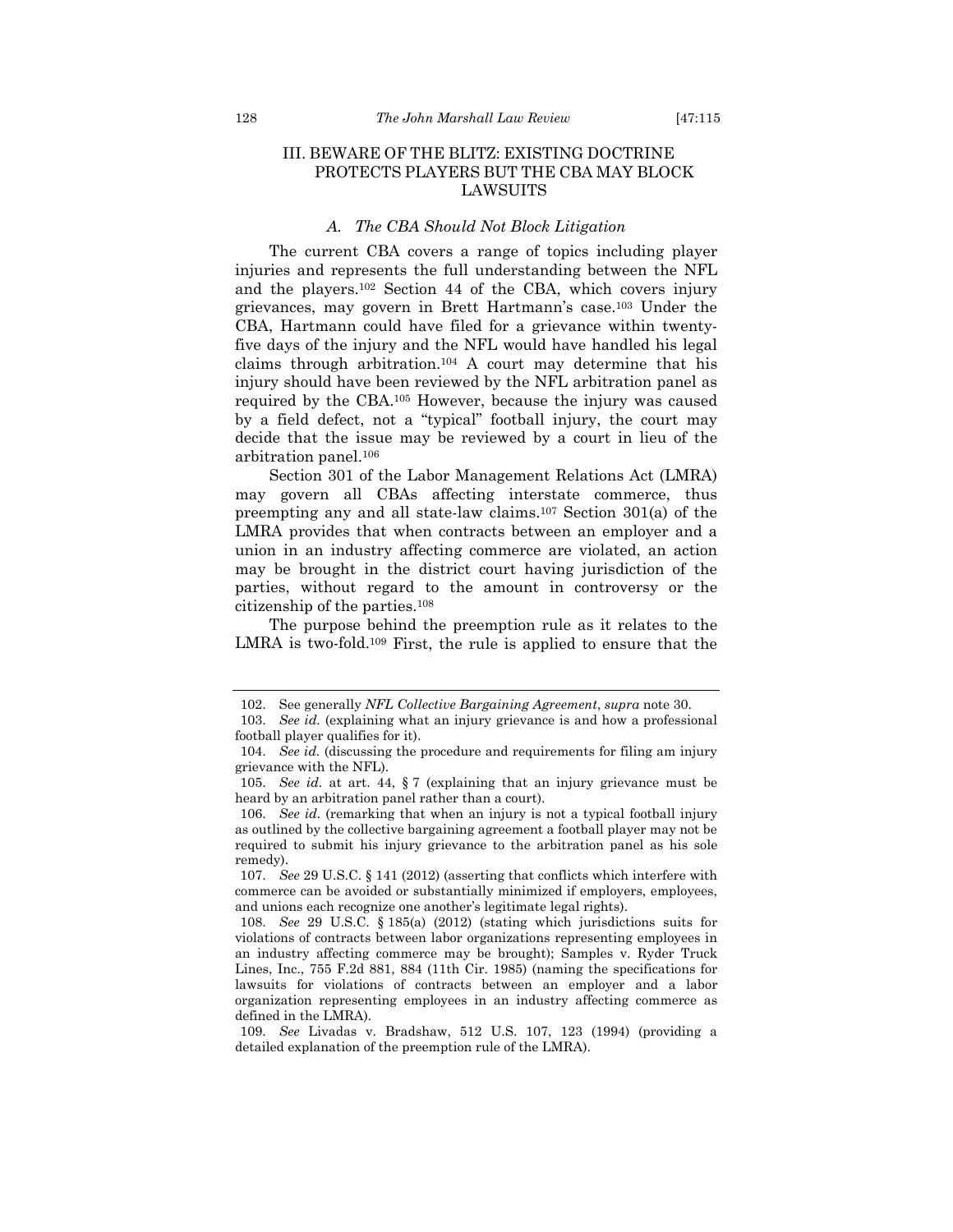## III. BEWARE OF THE BLITZ: EXISTING DOCTRINE PROTECTS PLAYERS BUT THE CBA MAY BLOCK LAWSUITS

### *A. The CBA Should Not Block Litigation*

The current CBA covers a range of topics including player injuries and represents the full understanding between the NFL and the players.[102] Section 44 of the CBA, which covers injury grievances, may govern in Brett Hartmann's case.[103] Under the CBA, Hartmann could have filed for a grievance within twenty-five days of the injury and the NFL would have handled his legal claims through arbitration.[104] A court may determine that his injury should have been reviewed by the NFL arbitration panel as required by the CBA.[105] However, because the injury was caused by a field defect, not a "typical" football injury, the court may decide that the issue may be reviewed by a court in lieu of the arbitration panel.[106]

Section 301 of the Labor Management Relations Act (LMRA) may govern all CBAs affecting interstate commerce, thus preempting any and all state-law claims.[107] Section 301(a) of the LMRA provides that when contracts between an employer and a union in an industry affecting commerce are violated, an action may be brought in the district court having jurisdiction of the parties, without regard to the amount in controversy or the citizenship of the parties.[108]

The purpose behind the preemption rule as it relates to the LMRA is two-fold.[109] First, the rule is applied to ensure that the

---

102. See generally *NFL Collective Bargaining Agreement*, *supra* note 30.

103. *See id.* (explaining what an injury grievance is and how a professional football player qualifies for it).

104. *See id.* (discussing the procedure and requirements for filing am injury grievance with the NFL).

105. *See id.* at art. 44, § 7 (explaining that an injury grievance must be heard by an arbitration panel rather than a court).

106. *See id.* (remarking that when an injury is not a typical football injury as outlined by the collective bargaining agreement a football player may not be required to submit his injury grievance to the arbitration panel as his sole remedy).

107. *See* 29 U.S.C. § 141 (2012) (asserting that conflicts which interfere with commerce can be avoided or substantially minimized if employers, employees, and unions each recognize one another's legitimate legal rights).

108. *See* 29 U.S.C. § 185(a) (2012) (stating which jurisdictions suits for violations of contracts between labor organizations representing employees in an industry affecting commerce may be brought); Samples v. Ryder Truck Lines, Inc., 755 F.2d 881, 884 (11th Cir. 1985) (naming the specifications for lawsuits for violations of contracts between an employer and a labor organization representing employees in an industry affecting commerce as defined in the LMRA).

109. *See* Livadas v. Bradshaw, 512 U.S. 107, 123 (1994) (providing a detailed explanation of the preemption rule of the LMRA).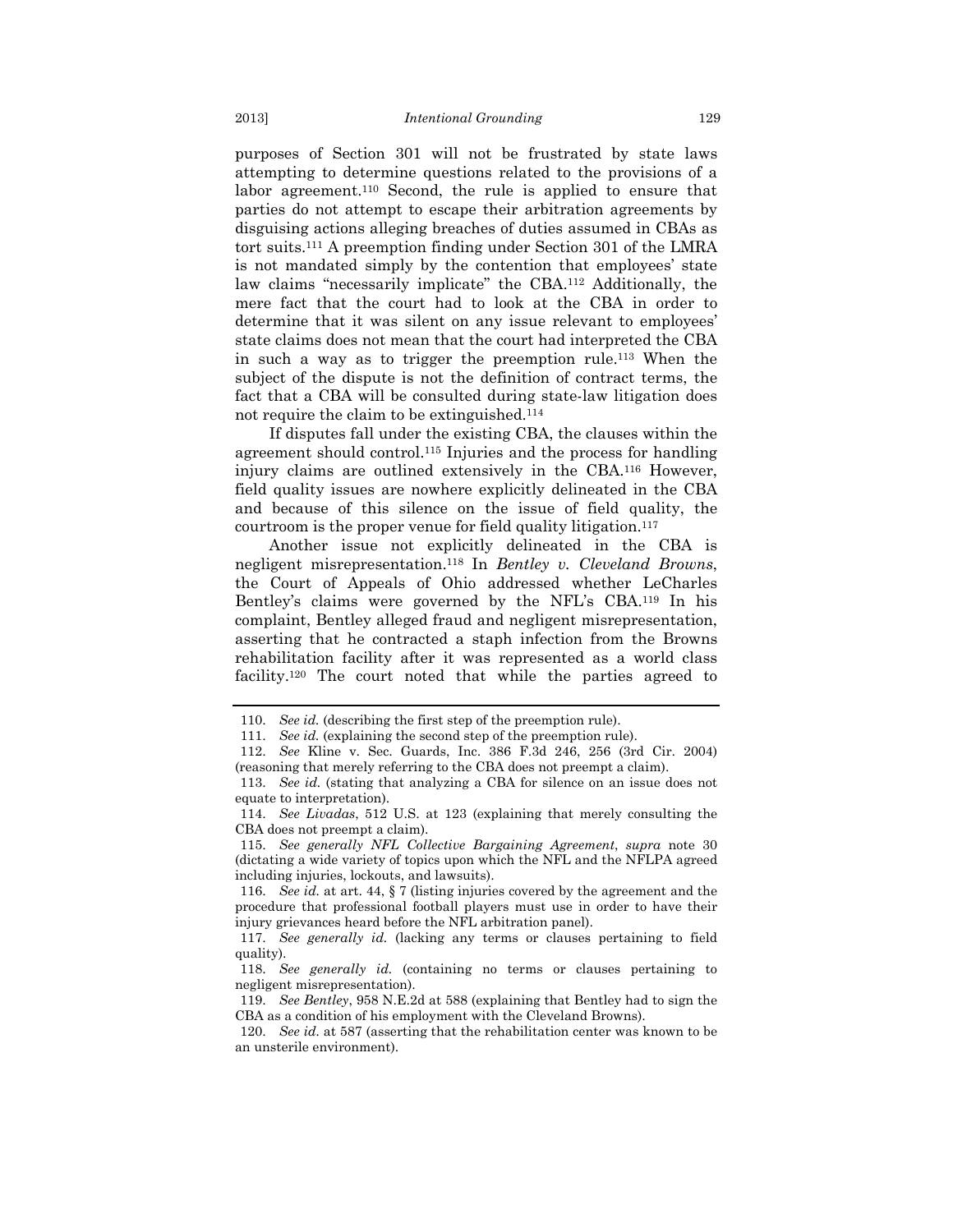purposes of Section 301 will not be frustrated by state laws attempting to determine questions related to the provisions of a labor agreement.[110] Second, the rule is applied to ensure that parties do not attempt to escape their arbitration agreements by disguising actions alleging breaches of duties assumed in CBAs as tort suits.[111] A preemption finding under Section 301 of the LMRA is not mandated simply by the contention that employees' state law claims "necessarily implicate" the CBA.[112] Additionally, the mere fact that the court had to look at the CBA in order to determine that it was silent on any issue relevant to employees' state claims does not mean that the court had interpreted the CBA in such a way as to trigger the preemption rule.[113] When the subject of the dispute is not the definition of contract terms, the fact that a CBA will be consulted during state-law litigation does not require the claim to be extinguished.[114]

If disputes fall under the existing CBA, the clauses within the agreement should control.[115] Injuries and the process for handling injury claims are outlined extensively in the CBA.[116] However, field quality issues are nowhere explicitly delineated in the CBA and because of this silence on the issue of field quality, the courtroom is the proper venue for field quality litigation.[117]

Another issue not explicitly delineated in the CBA is negligent misrepresentation.[118] In *Bentley v. Cleveland Browns*, the Court of Appeals of Ohio addressed whether LeCharles Bentley's claims were governed by the NFL's CBA.[119] In his complaint, Bentley alleged fraud and negligent misrepresentation, asserting that he contracted a staph infection from the Browns rehabilitation facility after it was represented as a world class facility.[120] The court noted that while the parties agreed to

---

110. *See id.* (describing the first step of the preemption rule).

111. *See id.* (explaining the second step of the preemption rule).

112. *See* Kline v. Sec. Guards, Inc. 386 F.3d 246, 256 (3rd Cir. 2004) (reasoning that merely referring to the CBA does not preempt a claim).

113. *See id.* (stating that analyzing a CBA for silence on an issue does not equate to interpretation).

114. *See Livadas*, 512 U.S. at 123 (explaining that merely consulting the CBA does not preempt a claim).

115. *See generally NFL Collective Bargaining Agreement*, *supra* note 30 (dictating a wide variety of topics upon which the NFL and the NFLPA agreed including injuries, lockouts, and lawsuits).

116. *See id.* at art. 44, § 7 (listing injuries covered by the agreement and the procedure that professional football players must use in order to have their injury grievances heard before the NFL arbitration panel).

117. *See generally id.* (lacking any terms or clauses pertaining to field quality).

118. *See generally id.* (containing no terms or clauses pertaining to negligent misrepresentation).

119. *See Bentley*, 958 N.E.2d at 588 (explaining that Bentley had to sign the CBA as a condition of his employment with the Cleveland Browns).

120. *See id.* at 587 (asserting that the rehabilitation center was known to be an unsterile environment).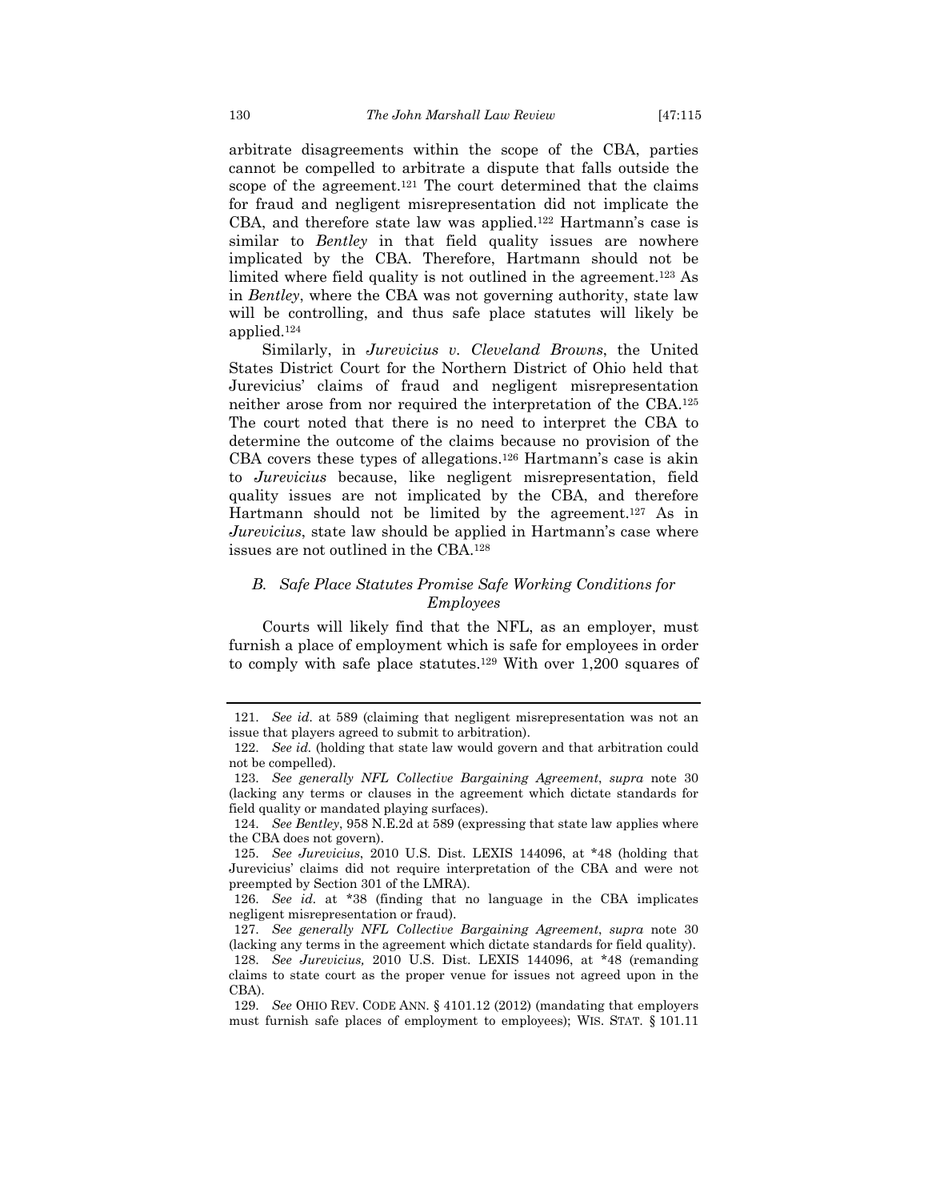arbitrate disagreements within the scope of the CBA, parties cannot be compelled to arbitrate a dispute that falls outside the scope of the agreement.[121] The court determined that the claims for fraud and negligent misrepresentation did not implicate the CBA, and therefore state law was applied.[122] Hartmann's case is similar to *Bentley* in that field quality issues are nowhere implicated by the CBA. Therefore, Hartmann should not be limited where field quality is not outlined in the agreement.[123] As in *Bentley*, where the CBA was not governing authority, state law will be controlling, and thus safe place statutes will likely be applied.[124]

Similarly, in *Jurevicius v. Cleveland Browns*, the United States District Court for the Northern District of Ohio held that Jurevicius' claims of fraud and negligent misrepresentation neither arose from nor required the interpretation of the CBA.[125] The court noted that there is no need to interpret the CBA to determine the outcome of the claims because no provision of the CBA covers these types of allegations.[126] Hartmann's case is akin to *Jurevicius* because, like negligent misrepresentation, field quality issues are not implicated by the CBA, and therefore Hartmann should not be limited by the agreement.[127] As in *Jurevicius*, state law should be applied in Hartmann's case where issues are not outlined in the CBA.[128]

### *B. Safe Place Statutes Promise Safe Working Conditions for Employees*

Courts will likely find that the NFL, as an employer, must furnish a place of employment which is safe for employees in order to comply with safe place statutes.[129] With over 1,200 squares of

---

121. *See id.* at 589 (claiming that negligent misrepresentation was not an issue that players agreed to submit to arbitration).

122. *See id.* (holding that state law would govern and that arbitration could not be compelled).

123. *See generally NFL Collective Bargaining Agreement*, *supra* note 30 (lacking any terms or clauses in the agreement which dictate standards for field quality or mandated playing surfaces).

124. *See Bentley*, 958 N.E.2d at 589 (expressing that state law applies where the CBA does not govern).

125. *See Jurevicius*, 2010 U.S. Dist. LEXIS 144096, at \*48 (holding that Jurevicius' claims did not require interpretation of the CBA and were not preempted by Section 301 of the LMRA).

126. *See id.* at \*38 (finding that no language in the CBA implicates negligent misrepresentation or fraud).

127. *See generally NFL Collective Bargaining Agreement*, *supra* note 30 (lacking any terms in the agreement which dictate standards for field quality).

128. *See Jurevicius,* 2010 U.S. Dist. LEXIS 144096, at \*48 (remanding claims to state court as the proper venue for issues not agreed upon in the CBA).

129. *See* OHIO REV. CODE ANN. § 4101.12 (2012) (mandating that employers must furnish safe places of employment to employees); WIS. STAT. § 101.11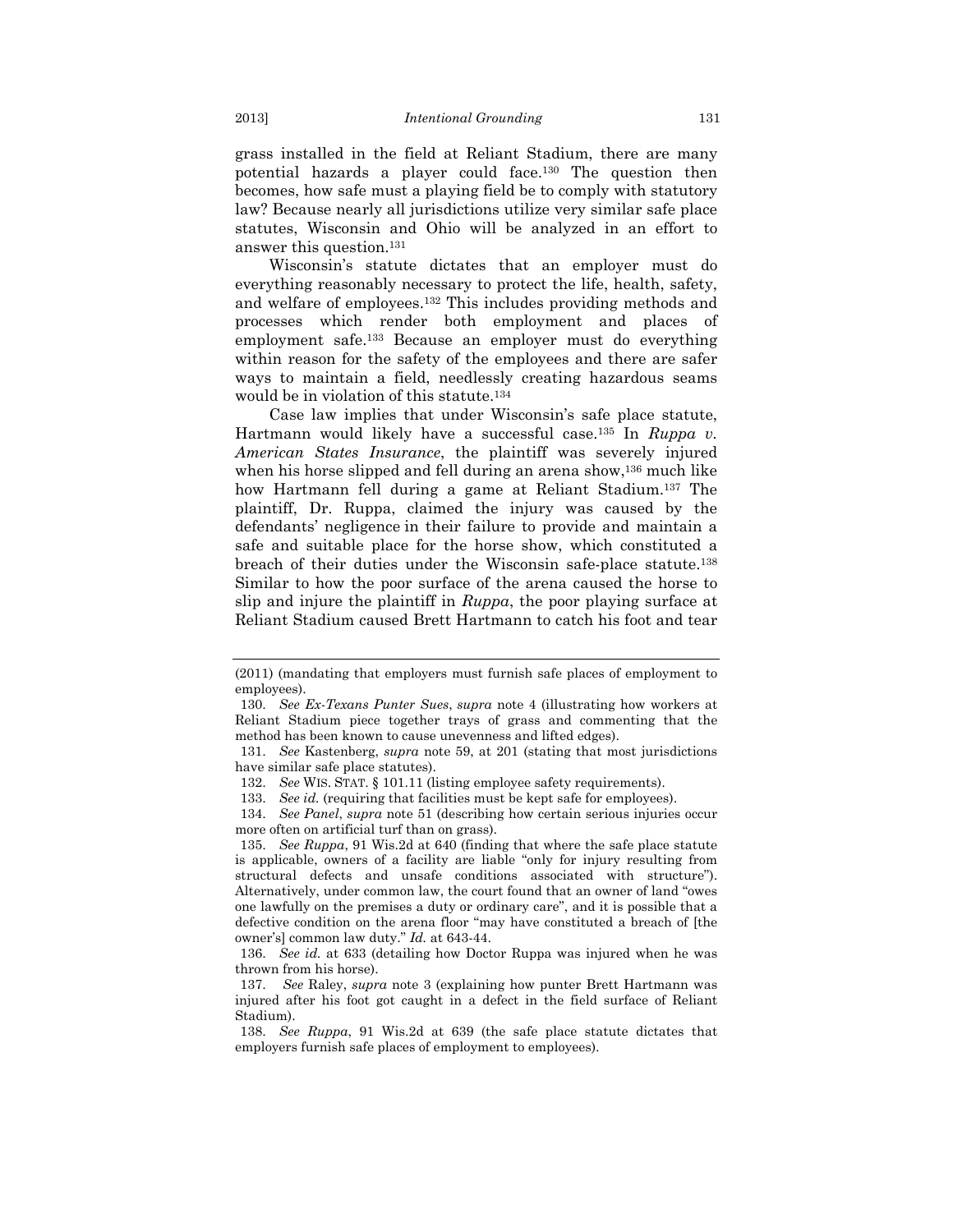grass installed in the field at Reliant Stadium, there are many potential hazards a player could face.[130] The question then becomes, how safe must a playing field be to comply with statutory law? Because nearly all jurisdictions utilize very similar safe place statutes, Wisconsin and Ohio will be analyzed in an effort to answer this question.[131]

Wisconsin's statute dictates that an employer must do everything reasonably necessary to protect the life, health, safety, and welfare of employees.[132] This includes providing methods and processes which render both employment and places of employment safe.[133] Because an employer must do everything within reason for the safety of the employees and there are safer ways to maintain a field, needlessly creating hazardous seams would be in violation of this statute.[134]

Case law implies that under Wisconsin's safe place statute, Hartmann would likely have a successful case.[135] In *Ruppa v. American States Insurance*, the plaintiff was severely injured when his horse slipped and fell during an arena show,[136] much like how Hartmann fell during a game at Reliant Stadium.[137] The plaintiff, Dr. Ruppa, claimed the injury was caused by the defendants' negligence in their failure to provide and maintain a safe and suitable place for the horse show, which constituted a breach of their duties under the Wisconsin safe-place statute.[138] Similar to how the poor surface of the arena caused the horse to slip and injure the plaintiff in *Ruppa*, the poor playing surface at Reliant Stadium caused Brett Hartmann to catch his foot and tear

---

(2011) (mandating that employers must furnish safe places of employment to employees).

130. *See Ex-Texans Punter Sues*, *supra* note 4 (illustrating how workers at Reliant Stadium piece together trays of grass and commenting that the method has been known to cause unevenness and lifted edges).

131. *See* Kastenberg, *supra* note 59, at 201 (stating that most jurisdictions have similar safe place statutes).

132. *See* WIS. STAT. § 101.11 (listing employee safety requirements).

133. *See id.* (requiring that facilities must be kept safe for employees).

134. *See Panel*, *supra* note 51 (describing how certain serious injuries occur more often on artificial turf than on grass).

135. *See Ruppa*, 91 Wis.2d at 640 (finding that where the safe place statute is applicable, owners of a facility are liable "only for injury resulting from structural defects and unsafe conditions associated with structure"). Alternatively, under common law, the court found that an owner of land "owes one lawfully on the premises a duty or ordinary care", and it is possible that a defective condition on the arena floor "may have constituted a breach of [the owner's] common law duty." *Id.* at 643-44.

136. *See id.* at 633 (detailing how Doctor Ruppa was injured when he was thrown from his horse).

137. *See* Raley, *supra* note 3 (explaining how punter Brett Hartmann was injured after his foot got caught in a defect in the field surface of Reliant Stadium).

138. *See Ruppa*, 91 Wis.2d at 639 (the safe place statute dictates that employers furnish safe places of employment to employees).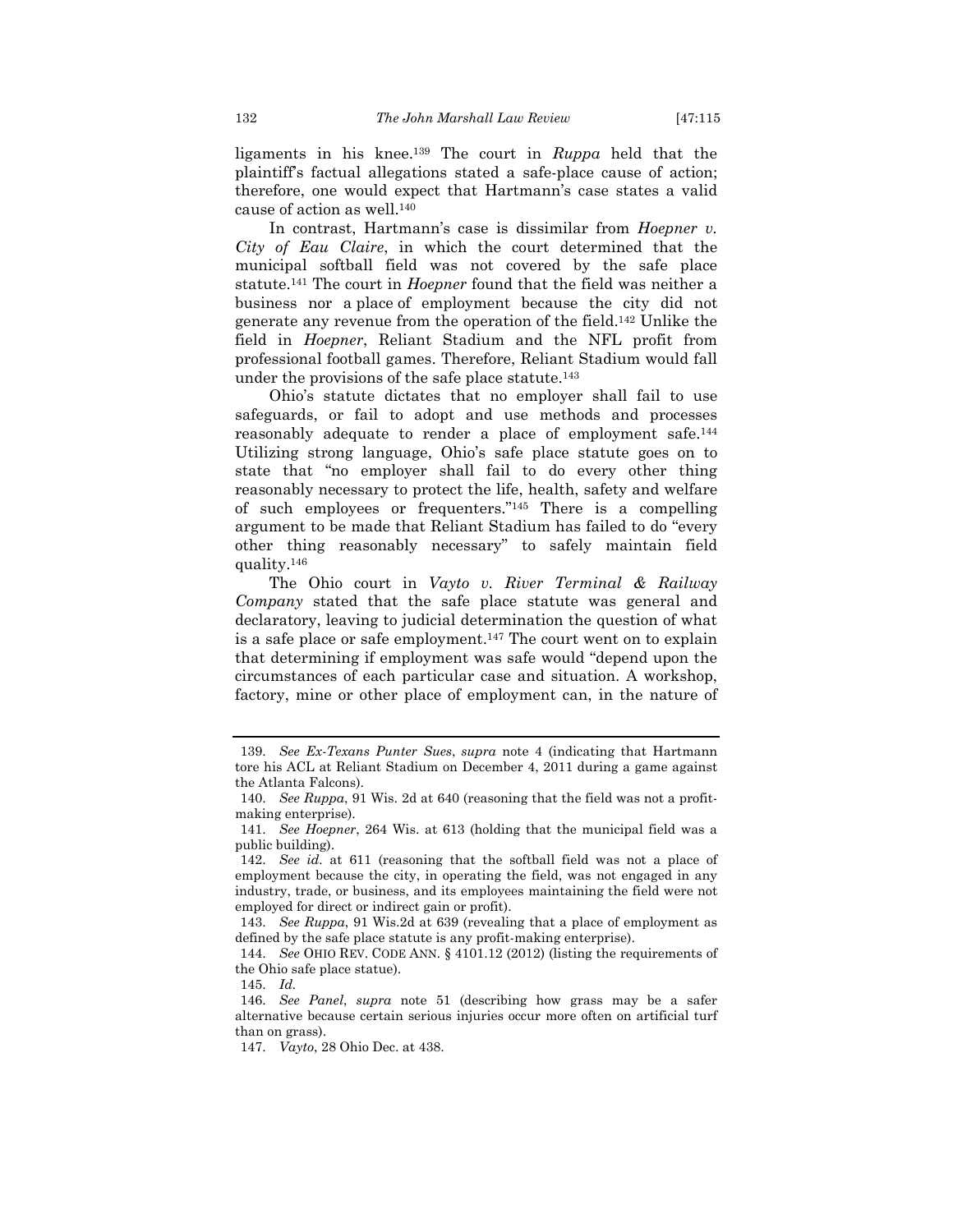ligaments in his knee.[139] The court in *Ruppa* held that the plaintiff's factual allegations stated a safe-place cause of action; therefore, one would expect that Hartmann's case states a valid cause of action as well.[140]

In contrast, Hartmann's case is dissimilar from *Hoepner v. City of Eau Claire*, in which the court determined that the municipal softball field was not covered by the safe place statute.[141] The court in *Hoepner* found that the field was neither a business nor a place of employment because the city did not generate any revenue from the operation of the field.[142] Unlike the field in *Hoepner*, Reliant Stadium and the NFL profit from professional football games. Therefore, Reliant Stadium would fall under the provisions of the safe place statute.[143]

Ohio's statute dictates that no employer shall fail to use safeguards, or fail to adopt and use methods and processes reasonably adequate to render a place of employment safe.[144] Utilizing strong language, Ohio's safe place statute goes on to state that "no employer shall fail to do every other thing reasonably necessary to protect the life, health, safety and welfare of such employees or frequenters."[145] There is a compelling argument to be made that Reliant Stadium has failed to do "every other thing reasonably necessary" to safely maintain field quality.[146]

The Ohio court in *Vayto v. River Terminal & Railway Company* stated that the safe place statute was general and declaratory, leaving to judicial determination the question of what is a safe place or safe employment.[147] The court went on to explain that determining if employment was safe would "depend upon the circumstances of each particular case and situation. A workshop, factory, mine or other place of employment can, in the nature of

---

139. *See Ex-Texans Punter Sues*, *supra* note 4 (indicating that Hartmann tore his ACL at Reliant Stadium on December 4, 2011 during a game against the Atlanta Falcons).

140. *See Ruppa*, 91 Wis. 2d at 640 (reasoning that the field was not a profit-making enterprise).

141. *See Hoepner*, 264 Wis. at 613 (holding that the municipal field was a public building).

142. *See id.* at 611 (reasoning that the softball field was not a place of employment because the city, in operating the field, was not engaged in any industry, trade, or business, and its employees maintaining the field were not employed for direct or indirect gain or profit).

143. *See Ruppa*, 91 Wis.2d at 639 (revealing that a place of employment as defined by the safe place statute is any profit-making enterprise).

144. *See* OHIO REV. CODE ANN. § 4101.12 (2012) (listing the requirements of the Ohio safe place statue).

145. *Id.*

146. *See Panel*, *supra* note 51 (describing how grass may be a safer alternative because certain serious injuries occur more often on artificial turf than on grass).

147. *Vayto*, 28 Ohio Dec. at 438.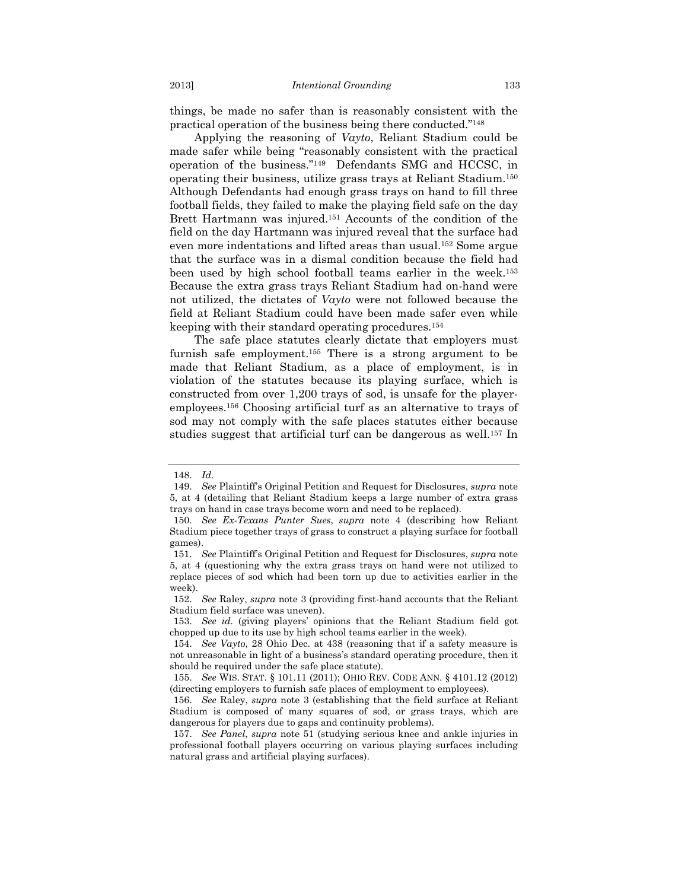things, be made no safer than is reasonably consistent with the practical operation of the business being there conducted."[148]

Applying the reasoning of *Vayto*, Reliant Stadium could be made safer while being "reasonably consistent with the practical operation of the business."[149] Defendants SMG and HCCSC, in operating their business, utilize grass trays at Reliant Stadium.[150] Although Defendants had enough grass trays on hand to fill three football fields, they failed to make the playing field safe on the day Brett Hartmann was injured.[151] Accounts of the condition of the field on the day Hartmann was injured reveal that the surface had even more indentations and lifted areas than usual.[152] Some argue that the surface was in a dismal condition because the field had been used by high school football teams earlier in the week.[153] Because the extra grass trays Reliant Stadium had on-hand were not utilized, the dictates of *Vayto* were not followed because the field at Reliant Stadium could have been made safer even while keeping with their standard operating procedures.[154]

The safe place statutes clearly dictate that employers must furnish safe employment.[155] There is a strong argument to be made that Reliant Stadium, as a place of employment, is in violation of the statutes because its playing surface, which is constructed from over 1,200 trays of sod, is unsafe for the player-employees.[156] Choosing artificial turf as an alternative to trays of sod may not comply with the safe places statutes either because studies suggest that artificial turf can be dangerous as well.[157] In

---

148. *Id.*

149. *See* Plaintiff's Original Petition and Request for Disclosures, *supra* note 5, at 4 (detailing that Reliant Stadium keeps a large number of extra grass trays on hand in case trays become worn and need to be replaced).

150. *See Ex-Texans Punter Sues*, *supra* note 4 (describing how Reliant Stadium piece together trays of grass to construct a playing surface for football games).

151. *See* Plaintiff's Original Petition and Request for Disclosures, *supra* note 5, at 4 (questioning why the extra grass trays on hand were not utilized to replace pieces of sod which had been torn up due to activities earlier in the week).

152. *See* Raley, *supra* note 3 (providing first-hand accounts that the Reliant Stadium field surface was uneven).

153. *See id.* (giving players' opinions that the Reliant Stadium field got chopped up due to its use by high school teams earlier in the week).

154. *See Vayto*, 28 Ohio Dec. at 438 (reasoning that if a safety measure is not unreasonable in light of a business's standard operating procedure, then it should be required under the safe place statute).

155. *See* WIS. STAT. § 101.11 (2011); OHIO REV. CODE ANN. § 4101.12 (2012) (directing employers to furnish safe places of employment to employees).

156. *See* Raley, *supra* note 3 (establishing that the field surface at Reliant Stadium is composed of many squares of sod, or grass trays, which are dangerous for players due to gaps and continuity problems).

157. *See Panel*, *supra* note 51 (studying serious knee and ankle injuries in professional football players occurring on various playing surfaces including natural grass and artificial playing surfaces).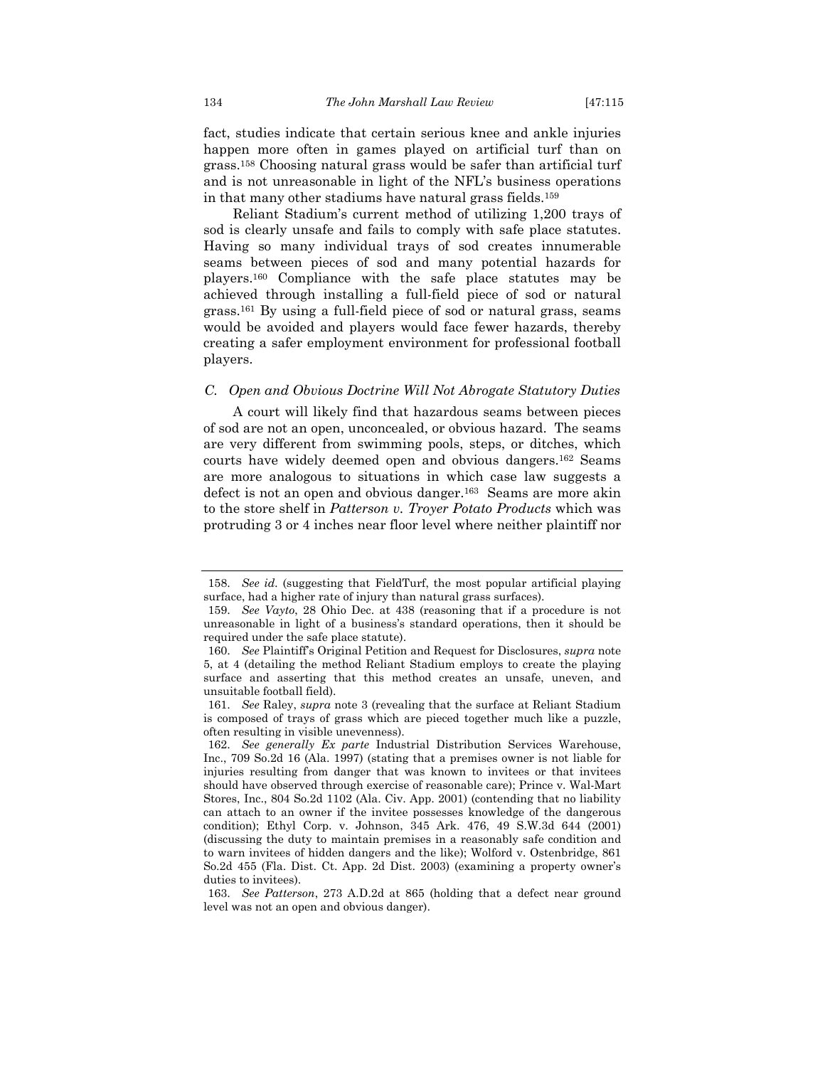fact, studies indicate that certain serious knee and ankle injuries happen more often in games played on artificial turf than on grass.[158] Choosing natural grass would be safer than artificial turf and is not unreasonable in light of the NFL's business operations in that many other stadiums have natural grass fields.[159]

Reliant Stadium's current method of utilizing 1,200 trays of sod is clearly unsafe and fails to comply with safe place statutes. Having so many individual trays of sod creates innumerable seams between pieces of sod and many potential hazards for players.[160] Compliance with the safe place statutes may be achieved through installing a full-field piece of sod or natural grass.[161] By using a full-field piece of sod or natural grass, seams would be avoided and players would face fewer hazards, thereby creating a safer employment environment for professional football players.

### *C. Open and Obvious Doctrine Will Not Abrogate Statutory Duties*

A court will likely find that hazardous seams between pieces of sod are not an open, unconcealed, or obvious hazard. The seams are very different from swimming pools, steps, or ditches, which courts have widely deemed open and obvious dangers.[162] Seams are more analogous to situations in which case law suggests a defect is not an open and obvious danger.[163] Seams are more akin to the store shelf in *Patterson v. Troyer Potato Products* which was protruding 3 or 4 inches near floor level where neither plaintiff nor

---

158. *See id.* (suggesting that FieldTurf, the most popular artificial playing surface, had a higher rate of injury than natural grass surfaces).

159. *See Vayto*, 28 Ohio Dec. at 438 (reasoning that if a procedure is not unreasonable in light of a business's standard operations, then it should be required under the safe place statute).

160. *See* Plaintiff's Original Petition and Request for Disclosures, *supra* note 5, at 4 (detailing the method Reliant Stadium employs to create the playing surface and asserting that this method creates an unsafe, uneven, and unsuitable football field).

161. *See* Raley, *supra* note 3 (revealing that the surface at Reliant Stadium is composed of trays of grass which are pieced together much like a puzzle, often resulting in visible unevenness).

162. *See generally Ex parte* Industrial Distribution Services Warehouse, Inc., 709 So.2d 16 (Ala. 1997) (stating that a premises owner is not liable for injuries resulting from danger that was known to invitees or that invitees should have observed through exercise of reasonable care); Prince v. Wal-Mart Stores, Inc., 804 So.2d 1102 (Ala. Civ. App. 2001) (contending that no liability can attach to an owner if the invitee possesses knowledge of the dangerous condition); Ethyl Corp. v. Johnson, 345 Ark. 476, 49 S.W.3d 644 (2001) (discussing the duty to maintain premises in a reasonably safe condition and to warn invitees of hidden dangers and the like); Wolford v. Ostenbridge, 861 So.2d 455 (Fla. Dist. Ct. App. 2d Dist. 2003) (examining a property owner's duties to invitees).

163. *See Patterson*, 273 A.D.2d at 865 (holding that a defect near ground level was not an open and obvious danger).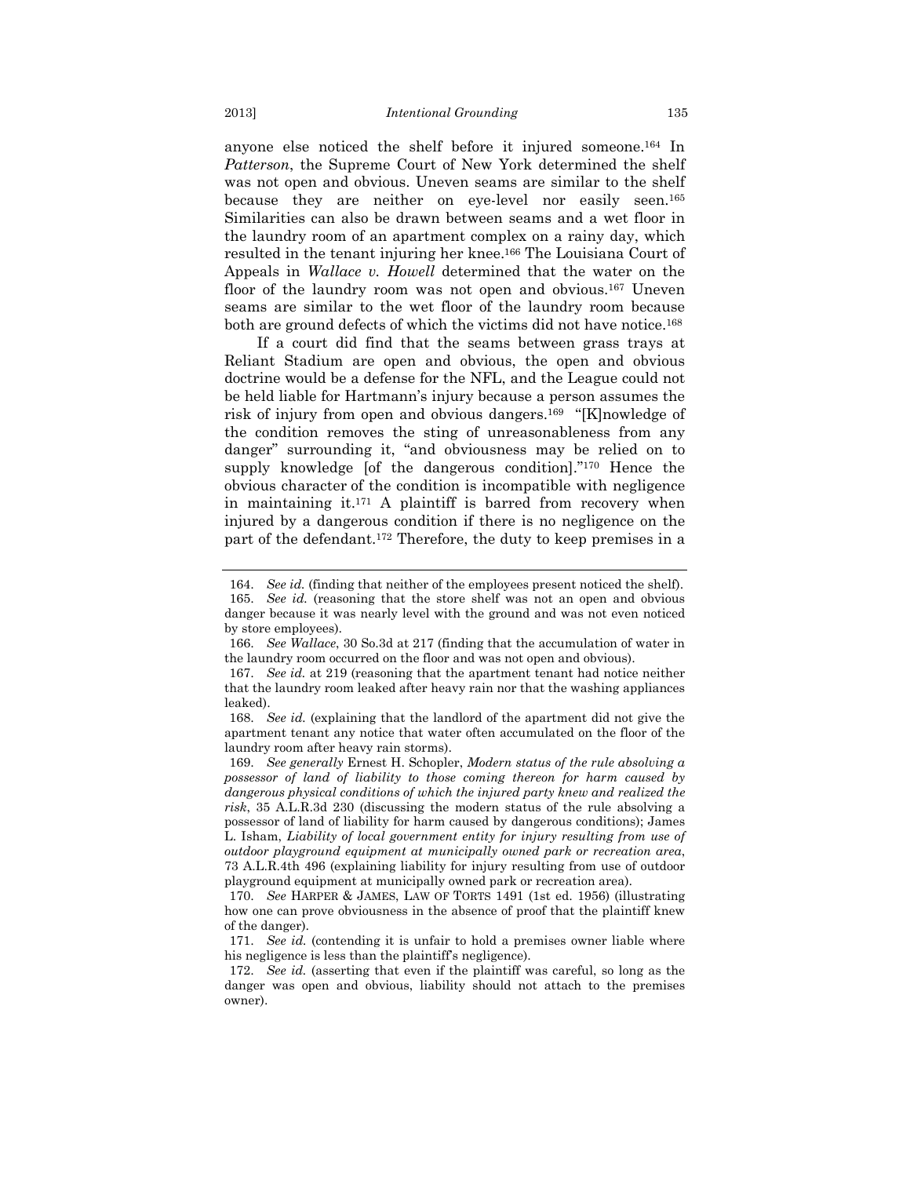anyone else noticed the shelf before it injured someone.[164] In *Patterson*, the Supreme Court of New York determined the shelf was not open and obvious. Uneven seams are similar to the shelf because they are neither on eye-level nor easily seen.[165] Similarities can also be drawn between seams and a wet floor in the laundry room of an apartment complex on a rainy day, which resulted in the tenant injuring her knee.[166] The Louisiana Court of Appeals in *Wallace v. Howell* determined that the water on the floor of the laundry room was not open and obvious.[167] Uneven seams are similar to the wet floor of the laundry room because both are ground defects of which the victims did not have notice.[168]

If a court did find that the seams between grass trays at Reliant Stadium are open and obvious, the open and obvious doctrine would be a defense for the NFL, and the League could not be held liable for Hartmann's injury because a person assumes the risk of injury from open and obvious dangers.[169] "[K]nowledge of the condition removes the sting of unreasonableness from any danger" surrounding it, "and obviousness may be relied on to supply knowledge [of the dangerous condition]."[170] Hence the obvious character of the condition is incompatible with negligence in maintaining it.[171] A plaintiff is barred from recovery when injured by a dangerous condition if there is no negligence on the part of the defendant.[172] Therefore, the duty to keep premises in a

---

164. *See id.* (finding that neither of the employees present noticed the shelf).

165. *See id.* (reasoning that the store shelf was not an open and obvious danger because it was nearly level with the ground and was not even noticed by store employees).

166. *See Wallace*, 30 So.3d at 217 (finding that the accumulation of water in the laundry room occurred on the floor and was not open and obvious).

167. *See id.* at 219 (reasoning that the apartment tenant had notice neither that the laundry room leaked after heavy rain nor that the washing appliances leaked).

168. *See id.* (explaining that the landlord of the apartment did not give the apartment tenant any notice that water often accumulated on the floor of the laundry room after heavy rain storms).

169. *See generally* Ernest H. Schopler, *Modern status of the rule absolving a possessor of land of liability to those coming thereon for harm caused by dangerous physical conditions of which the injured party knew and realized the risk*, 35 A.L.R.3d 230 (discussing the modern status of the rule absolving a possessor of land of liability for harm caused by dangerous conditions); James L. Isham, *Liability of local government entity for injury resulting from use of outdoor playground equipment at municipally owned park or recreation area*, 73 A.L.R.4th 496 (explaining liability for injury resulting from use of outdoor playground equipment at municipally owned park or recreation area).

170. *See* HARPER & JAMES, LAW OF TORTS 1491 (1st ed. 1956) (illustrating how one can prove obviousness in the absence of proof that the plaintiff knew of the danger).

171. *See id.* (contending it is unfair to hold a premises owner liable where his negligence is less than the plaintiff's negligence).

172. *See id.* (asserting that even if the plaintiff was careful, so long as the danger was open and obvious, liability should not attach to the premises owner).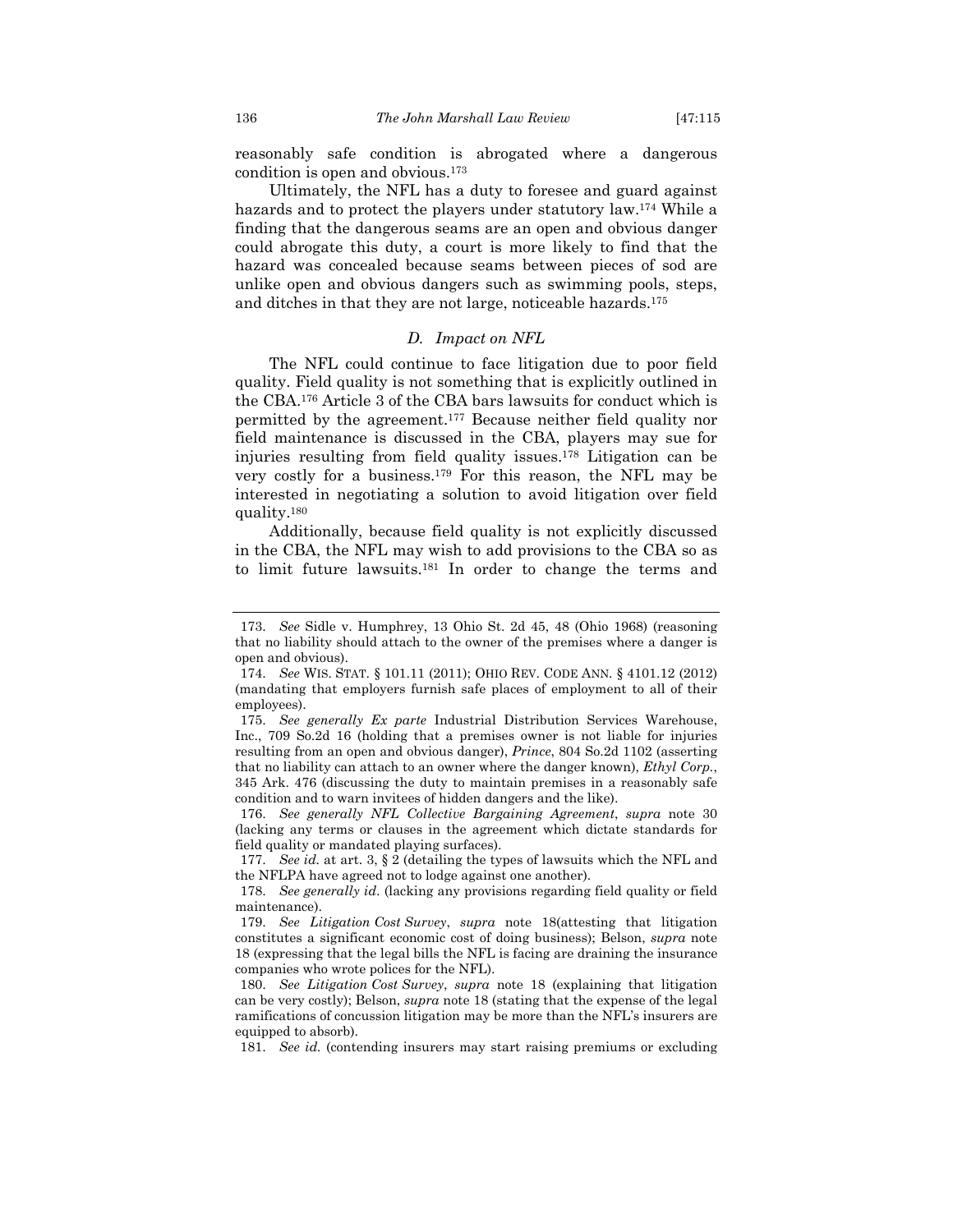reasonably safe condition is abrogated where a dangerous condition is open and obvious.[173]

Ultimately, the NFL has a duty to foresee and guard against hazards and to protect the players under statutory law.[174] While a finding that the dangerous seams are an open and obvious danger could abrogate this duty, a court is more likely to find that the hazard was concealed because seams between pieces of sod are unlike open and obvious dangers such as swimming pools, steps, and ditches in that they are not large, noticeable hazards.[175]

### *D. Impact on NFL*

The NFL could continue to face litigation due to poor field quality. Field quality is not something that is explicitly outlined in the CBA.[176] Article 3 of the CBA bars lawsuits for conduct which is permitted by the agreement.[177] Because neither field quality nor field maintenance is discussed in the CBA, players may sue for injuries resulting from field quality issues.[178] Litigation can be very costly for a business.[179] For this reason, the NFL may be interested in negotiating a solution to avoid litigation over field quality.[180]

Additionally, because field quality is not explicitly discussed in the CBA, the NFL may wish to add provisions to the CBA so as to limit future lawsuits.[181] In order to change the terms and

---

173. *See* Sidle v. Humphrey, 13 Ohio St. 2d 45, 48 (Ohio 1968) (reasoning that no liability should attach to the owner of the premises where a danger is open and obvious).

174. *See* WIS. STAT. § 101.11 (2011); OHIO REV. CODE ANN. § 4101.12 (2012) (mandating that employers furnish safe places of employment to all of their employees).

175. *See generally Ex parte* Industrial Distribution Services Warehouse, Inc., 709 So.2d 16 (holding that a premises owner is not liable for injuries resulting from an open and obvious danger), *Prince*, 804 So.2d 1102 (asserting that no liability can attach to an owner where the danger known), *Ethyl Corp.*, 345 Ark. 476 (discussing the duty to maintain premises in a reasonably safe condition and to warn invitees of hidden dangers and the like).

176. *See generally NFL Collective Bargaining Agreement*, *supra* note 30 (lacking any terms or clauses in the agreement which dictate standards for field quality or mandated playing surfaces).

177. *See id.* at art. 3, § 2 (detailing the types of lawsuits which the NFL and the NFLPA have agreed not to lodge against one another).

178. *See generally id.* (lacking any provisions regarding field quality or field maintenance).

179. *See Litigation Cost Survey*, *supra* note 18(attesting that litigation constitutes a significant economic cost of doing business); Belson, *supra* note 18 (expressing that the legal bills the NFL is facing are draining the insurance companies who wrote polices for the NFL).

180. *See Litigation Cost Survey*, *supra* note 18 (explaining that litigation can be very costly); Belson, *supra* note 18 (stating that the expense of the legal ramifications of concussion litigation may be more than the NFL's insurers are equipped to absorb).

181. *See id.* (contending insurers may start raising premiums or excluding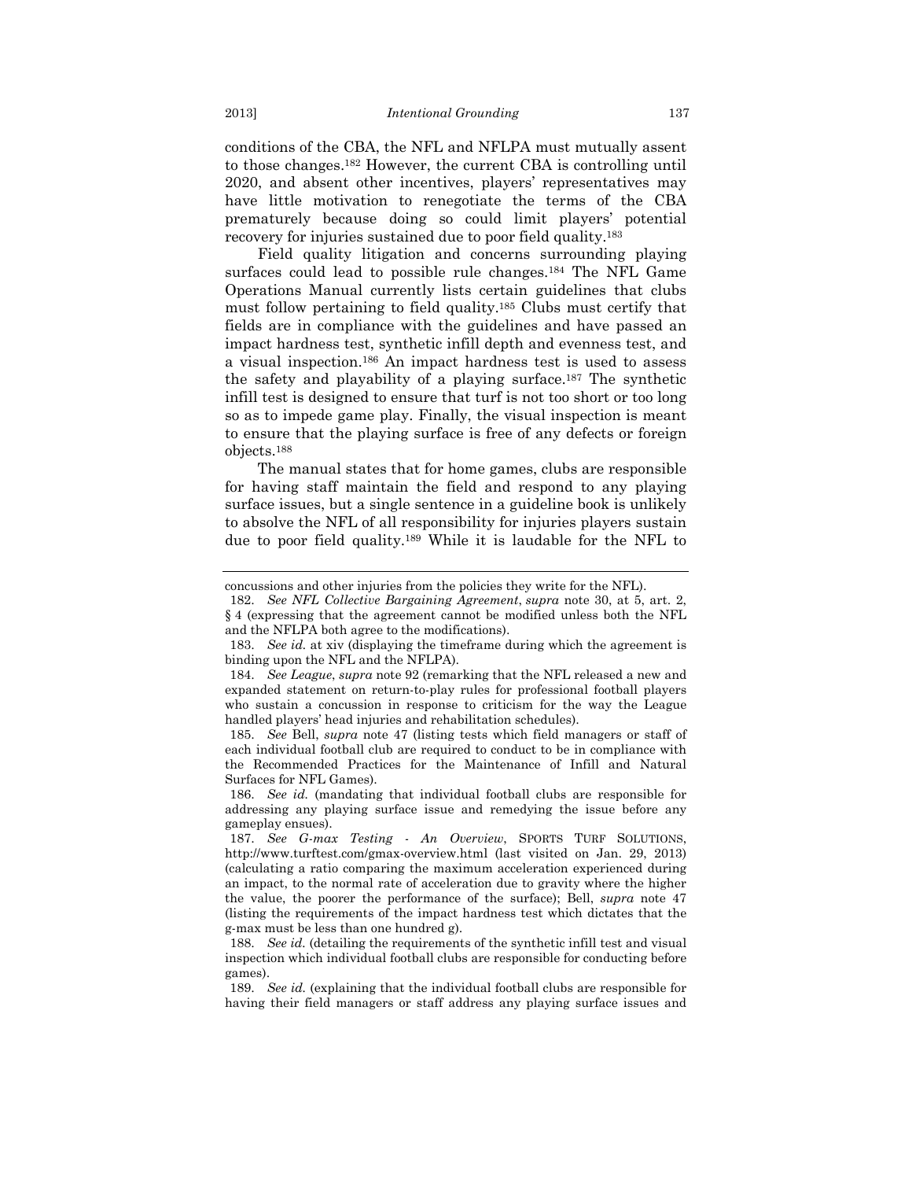conditions of the CBA, the NFL and NFLPA must mutually assent to those changes.[182] However, the current CBA is controlling until 2020, and absent other incentives, players' representatives may have little motivation to renegotiate the terms of the CBA prematurely because doing so could limit players' potential recovery for injuries sustained due to poor field quality.[183]

Field quality litigation and concerns surrounding playing surfaces could lead to possible rule changes.[184] The NFL Game Operations Manual currently lists certain guidelines that clubs must follow pertaining to field quality.[185] Clubs must certify that fields are in compliance with the guidelines and have passed an impact hardness test, synthetic infill depth and evenness test, and a visual inspection.[186] An impact hardness test is used to assess the safety and playability of a playing surface.[187] The synthetic infill test is designed to ensure that turf is not too short or too long so as to impede game play. Finally, the visual inspection is meant to ensure that the playing surface is free of any defects or foreign objects.[188]

The manual states that for home games, clubs are responsible for having staff maintain the field and respond to any playing surface issues, but a single sentence in a guideline book is unlikely to absolve the NFL of all responsibility for injuries players sustain due to poor field quality.[189] While it is laudable for the NFL to

---

concussions and other injuries from the policies they write for the NFL).

182. *See NFL Collective Bargaining Agreement*, *supra* note 30, at 5, art. 2, § 4 (expressing that the agreement cannot be modified unless both the NFL and the NFLPA both agree to the modifications).

183. *See id.* at xiv (displaying the timeframe during which the agreement is binding upon the NFL and the NFLPA).

184. *See League*, *supra* note 92 (remarking that the NFL released a new and expanded statement on return-to-play rules for professional football players who sustain a concussion in response to criticism for the way the League handled players' head injuries and rehabilitation schedules).

185. *See* Bell, *supra* note 47 (listing tests which field managers or staff of each individual football club are required to conduct to be in compliance with the Recommended Practices for the Maintenance of Infill and Natural Surfaces for NFL Games).

186. *See id.* (mandating that individual football clubs are responsible for addressing any playing surface issue and remedying the issue before any gameplay ensues).

187. *See G-max Testing - An Overview*, SPORTS TURF SOLUTIONS, http://www.turftest.com/gmax-overview.html (last visited on Jan. 29, 2013) (calculating a ratio comparing the maximum acceleration experienced during an impact, to the normal rate of acceleration due to gravity where the higher the value, the poorer the performance of the surface); Bell, *supra* note 47 (listing the requirements of the impact hardness test which dictates that the g-max must be less than one hundred g).

188. *See id.* (detailing the requirements of the synthetic infill test and visual inspection which individual football clubs are responsible for conducting before games).

189. *See id.* (explaining that the individual football clubs are responsible for having their field managers or staff address any playing surface issues and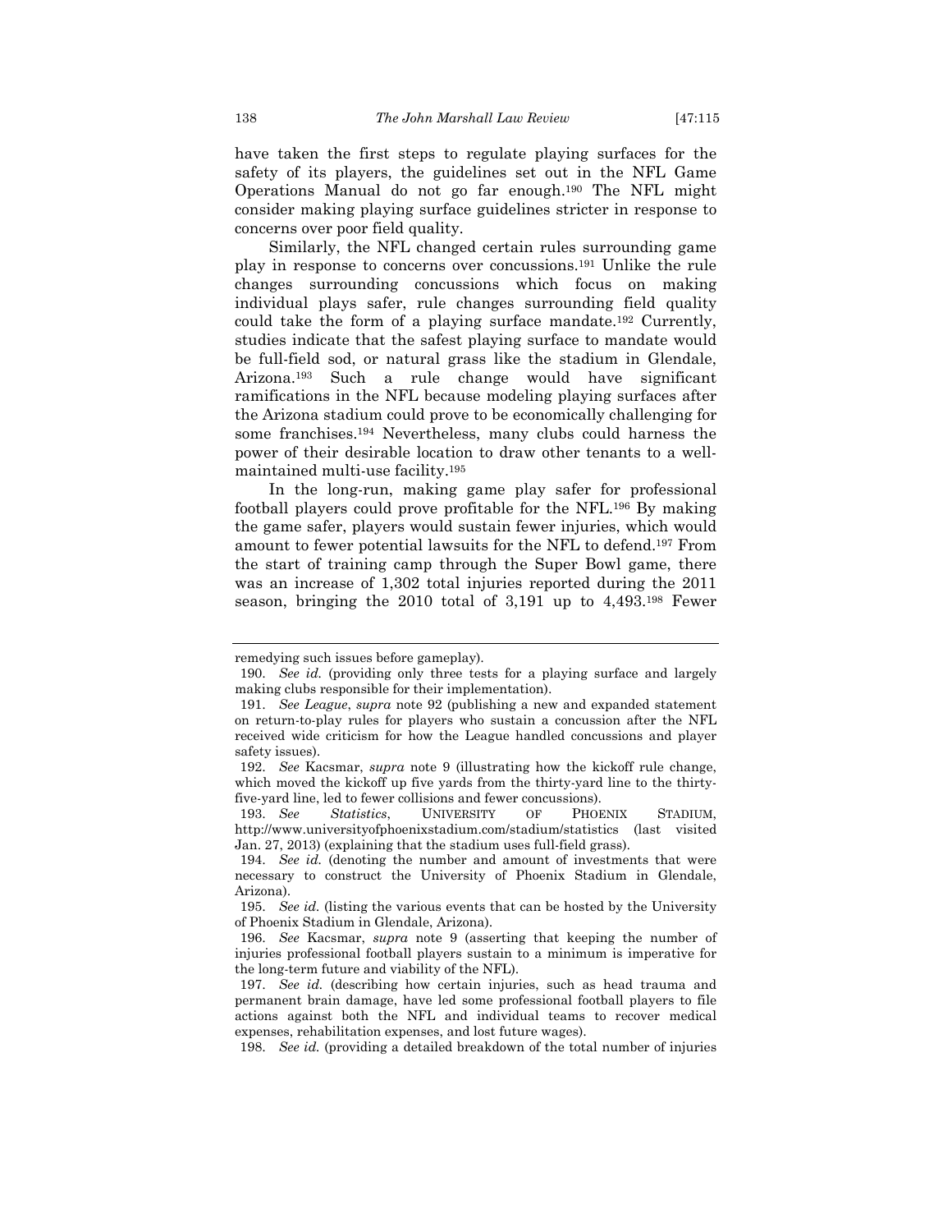have taken the first steps to regulate playing surfaces for the safety of its players, the guidelines set out in the NFL Game Operations Manual do not go far enough.[190] The NFL might consider making playing surface guidelines stricter in response to concerns over poor field quality.

Similarly, the NFL changed certain rules surrounding game play in response to concerns over concussions.[191] Unlike the rule changes surrounding concussions which focus on making individual plays safer, rule changes surrounding field quality could take the form of a playing surface mandate.[192] Currently, studies indicate that the safest playing surface to mandate would be full-field sod, or natural grass like the stadium in Glendale, Arizona.[193] Such a rule change would have significant ramifications in the NFL because modeling playing surfaces after the Arizona stadium could prove to be economically challenging for some franchises.[194] Nevertheless, many clubs could harness the power of their desirable location to draw other tenants to a well-maintained multi-use facility.[195]

In the long-run, making game play safer for professional football players could prove profitable for the NFL.[196] By making the game safer, players would sustain fewer injuries, which would amount to fewer potential lawsuits for the NFL to defend.[197] From the start of training camp through the Super Bowl game, there was an increase of 1,302 total injuries reported during the 2011 season, bringing the 2010 total of 3,191 up to 4,493.[198] Fewer

---

remedying such issues before gameplay).

190. *See id.* (providing only three tests for a playing surface and largely making clubs responsible for their implementation).

191. *See League*, *supra* note 92 (publishing a new and expanded statement on return-to-play rules for players who sustain a concussion after the NFL received wide criticism for how the League handled concussions and player safety issues).

192. *See* Kacsmar, *supra* note 9 (illustrating how the kickoff rule change, which moved the kickoff up five yards from the thirty-yard line to the thirty-five-yard line, led to fewer collisions and fewer concussions).

193. *See Statistics*, UNIVERSITY OF PHOENIX STADIUM, http://www.universityofphoenixstadium.com/stadium/statistics (last visited Jan. 27, 2013) (explaining that the stadium uses full-field grass).

194. *See id.* (denoting the number and amount of investments that were necessary to construct the University of Phoenix Stadium in Glendale, Arizona).

195. *See id.* (listing the various events that can be hosted by the University of Phoenix Stadium in Glendale, Arizona).

196. *See* Kacsmar, *supra* note 9 (asserting that keeping the number of injuries professional football players sustain to a minimum is imperative for the long-term future and viability of the NFL).

197. *See id.* (describing how certain injuries, such as head trauma and permanent brain damage, have led some professional football players to file actions against both the NFL and individual teams to recover medical expenses, rehabilitation expenses, and lost future wages).

198. *See id.* (providing a detailed breakdown of the total number of injuries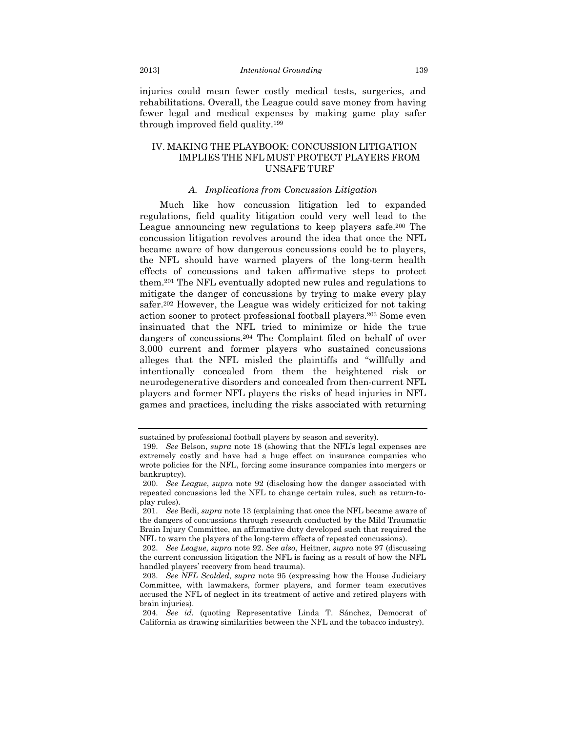injuries could mean fewer costly medical tests, surgeries, and rehabilitations. Overall, the League could save money from having fewer legal and medical expenses by making game play safer through improved field quality.[199]

## IV. MAKING THE PLAYBOOK: CONCUSSION LITIGATION IMPLIES THE NFL MUST PROTECT PLAYERS FROM UNSAFE TURF

### *A. Implications from Concussion Litigation*

Much like how concussion litigation led to expanded regulations, field quality litigation could very well lead to the League announcing new regulations to keep players safe.[200] The concussion litigation revolves around the idea that once the NFL became aware of how dangerous concussions could be to players, the NFL should have warned players of the long-term health effects of concussions and taken affirmative steps to protect them.[201] The NFL eventually adopted new rules and regulations to mitigate the danger of concussions by trying to make every play safer.[202] However, the League was widely criticized for not taking action sooner to protect professional football players.[203] Some even insinuated that the NFL tried to minimize or hide the true dangers of concussions.[204] The Complaint filed on behalf of over 3,000 current and former players who sustained concussions alleges that the NFL misled the plaintiffs and "willfully and intentionally concealed from them the heightened risk or neurodegenerative disorders and concealed from then-current NFL players and former NFL players the risks of head injuries in NFL games and practices, including the risks associated with returning

---

sustained by professional football players by season and severity).

199. *See* Belson, *supra* note 18 (showing that the NFL's legal expenses are extremely costly and have had a huge effect on insurance companies who wrote policies for the NFL, forcing some insurance companies into mergers or bankruptcy).

200. *See League*, *supra* note 92 (disclosing how the danger associated with repeated concussions led the NFL to change certain rules, such as return-to-play rules).

201. *See* Bedi, *supra* note 13 (explaining that once the NFL became aware of the dangers of concussions through research conducted by the Mild Traumatic Brain Injury Committee, an affirmative duty developed such that required the NFL to warn the players of the long-term effects of repeated concussions).

202. *See League*, *supra* note 92. *See also*, Heitner, *supra* note 97 (discussing the current concussion litigation the NFL is facing as a result of how the NFL handled players' recovery from head trauma).

203. *See NFL Scolded*, *supra* note 95 (expressing how the House Judiciary Committee, with lawmakers, former players, and former team executives accused the NFL of neglect in its treatment of active and retired players with brain injuries).

204. *See id.* (quoting Representative Linda T. Sánchez, Democrat of California as drawing similarities between the NFL and the tobacco industry).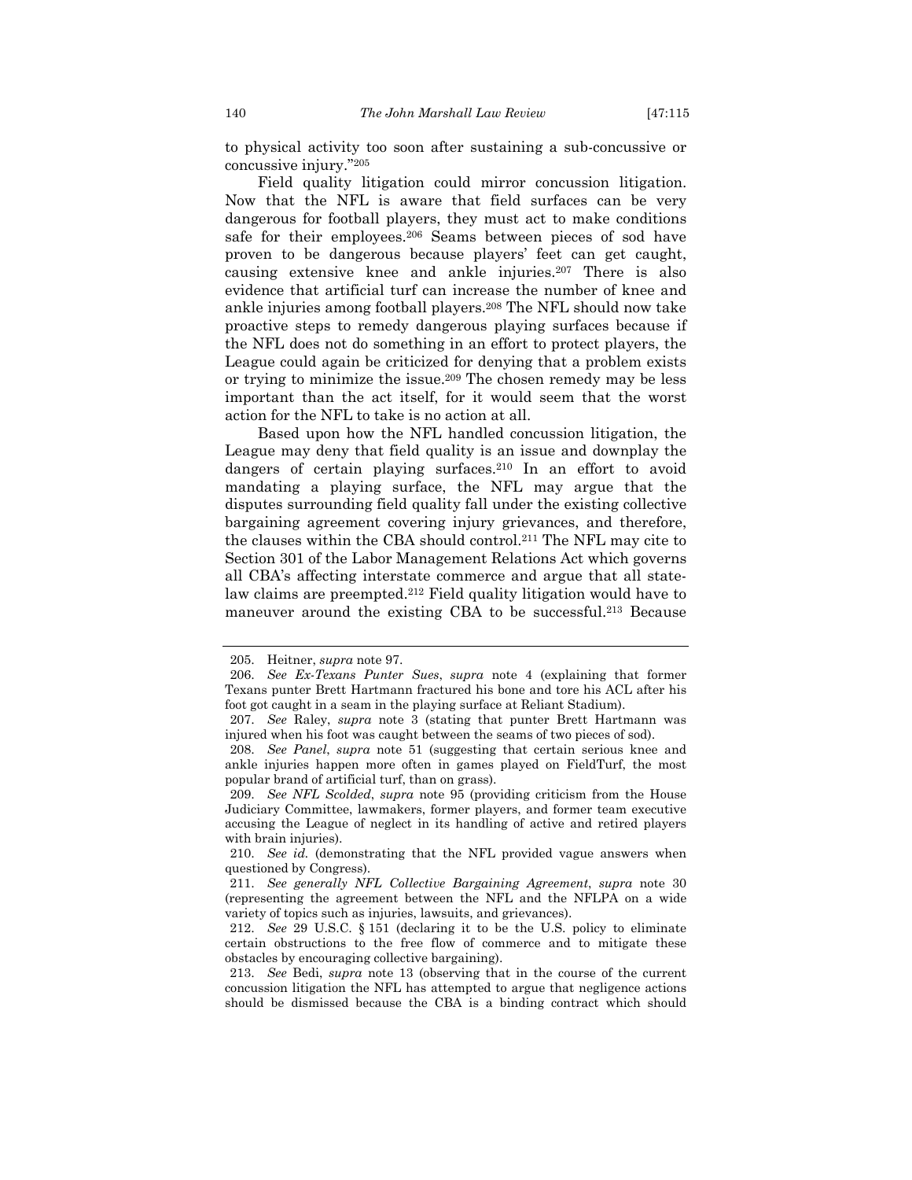to physical activity too soon after sustaining a sub-concussive or concussive injury."[205]

Field quality litigation could mirror concussion litigation. Now that the NFL is aware that field surfaces can be very dangerous for football players, they must act to make conditions safe for their employees.[206] Seams between pieces of sod have proven to be dangerous because players' feet can get caught, causing extensive knee and ankle injuries.[207] There is also evidence that artificial turf can increase the number of knee and ankle injuries among football players.[208] The NFL should now take proactive steps to remedy dangerous playing surfaces because if the NFL does not do something in an effort to protect players, the League could again be criticized for denying that a problem exists or trying to minimize the issue.[209] The chosen remedy may be less important than the act itself, for it would seem that the worst action for the NFL to take is no action at all.

Based upon how the NFL handled concussion litigation, the League may deny that field quality is an issue and downplay the dangers of certain playing surfaces.[210] In an effort to avoid mandating a playing surface, the NFL may argue that the disputes surrounding field quality fall under the existing collective bargaining agreement covering injury grievances, and therefore, the clauses within the CBA should control.[211] The NFL may cite to Section 301 of the Labor Management Relations Act which governs all CBA's affecting interstate commerce and argue that all state-law claims are preempted.[212] Field quality litigation would have to maneuver around the existing CBA to be successful.[213] Because

---

205. Heitner, *supra* note 97.

206. *See Ex-Texans Punter Sues*, *supra* note 4 (explaining that former Texans punter Brett Hartmann fractured his bone and tore his ACL after his foot got caught in a seam in the playing surface at Reliant Stadium).

207. *See* Raley, *supra* note 3 (stating that punter Brett Hartmann was injured when his foot was caught between the seams of two pieces of sod).

208. *See Panel*, *supra* note 51 (suggesting that certain serious knee and ankle injuries happen more often in games played on FieldTurf, the most popular brand of artificial turf, than on grass).

209. *See NFL Scolded*, *supra* note 95 (providing criticism from the House Judiciary Committee, lawmakers, former players, and former team executive accusing the League of neglect in its handling of active and retired players with brain injuries).

210. *See id.* (demonstrating that the NFL provided vague answers when questioned by Congress).

211. *See generally NFL Collective Bargaining Agreement*, *supra* note 30 (representing the agreement between the NFL and the NFLPA on a wide variety of topics such as injuries, lawsuits, and grievances).

212. *See* 29 U.S.C. § 151 (declaring it to be the U.S. policy to eliminate certain obstructions to the free flow of commerce and to mitigate these obstacles by encouraging collective bargaining).

213. *See* Bedi, *supra* note 13 (observing that in the course of the current concussion litigation the NFL has attempted to argue that negligence actions should be dismissed because the CBA is a binding contract which should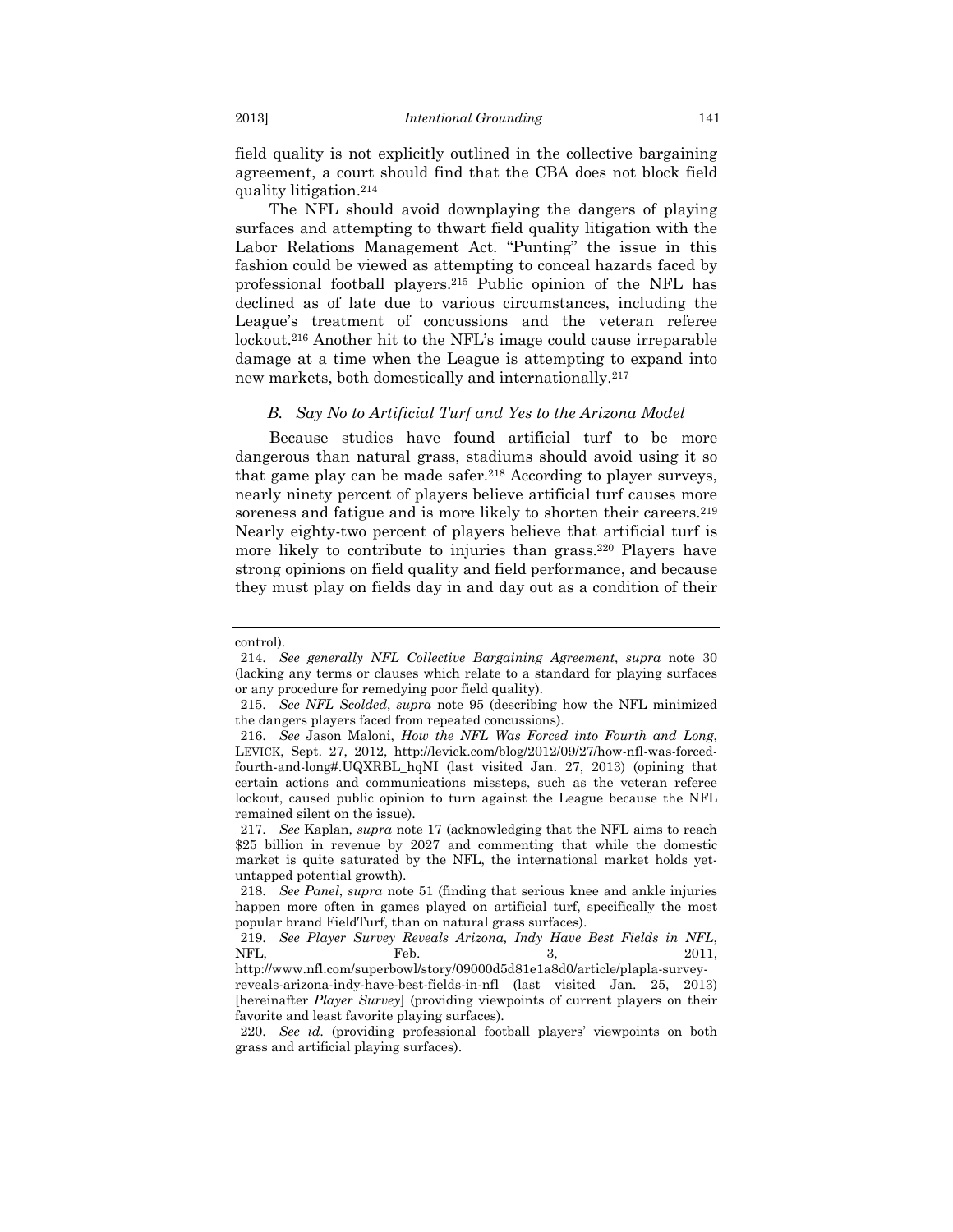field quality is not explicitly outlined in the collective bargaining agreement, a court should find that the CBA does not block field quality litigation.[214]

The NFL should avoid downplaying the dangers of playing surfaces and attempting to thwart field quality litigation with the Labor Relations Management Act. "Punting" the issue in this fashion could be viewed as attempting to conceal hazards faced by professional football players.[215] Public opinion of the NFL has declined as of late due to various circumstances, including the League's treatment of concussions and the veteran referee lockout.[216] Another hit to the NFL's image could cause irreparable damage at a time when the League is attempting to expand into new markets, both domestically and internationally.[217]

### *B. Say No to Artificial Turf and Yes to the Arizona Model*

Because studies have found artificial turf to be more dangerous than natural grass, stadiums should avoid using it so that game play can be made safer.[218] According to player surveys, nearly ninety percent of players believe artificial turf causes more soreness and fatigue and is more likely to shorten their careers.[219] Nearly eighty-two percent of players believe that artificial turf is more likely to contribute to injuries than grass.[220] Players have strong opinions on field quality and field performance, and because they must play on fields day in and day out as a condition of their

---

control).

214. *See generally NFL Collective Bargaining Agreement*, *supra* note 30 (lacking any terms or clauses which relate to a standard for playing surfaces or any procedure for remedying poor field quality).

215. *See NFL Scolded*, *supra* note 95 (describing how the NFL minimized the dangers players faced from repeated concussions).

216. *See* Jason Maloni, *How the NFL Was Forced into Fourth and Long*, LEVICK, Sept. 27, 2012, http://levick.com/blog/2012/09/27/how-nfl-was-forced-fourth-and-long#.UQXRBL_hqNI (last visited Jan. 27, 2013) (opining that certain actions and communications missteps, such as the veteran referee lockout, caused public opinion to turn against the League because the NFL remained silent on the issue).

217. *See* Kaplan, *supra* note 17 (acknowledging that the NFL aims to reach $25 billion in revenue by 2027 and commenting that while the domestic market is quite saturated by the NFL, the international market holds yet-untapped potential growth).

218. *See Panel*, *supra* note 51 (finding that serious knee and ankle injuries happen more often in games played on artificial turf, specifically the most popular brand FieldTurf, than on natural grass surfaces).

219. *See Player Survey Reveals Arizona, Indy Have Best Fields in NFL*, NFL, Feb. 3, 2011, http://www.nfl.com/superbowl/story/09000d5d81e1a8d0/article/plapla-survey-reveals-arizona-indy-have-best-fields-in-nfl (last visited Jan. 25, 2013) [hereinafter *Player Survey*] (providing viewpoints of current players on their favorite and least favorite playing surfaces).

220. *See id.* (providing professional football players' viewpoints on both grass and artificial playing surfaces).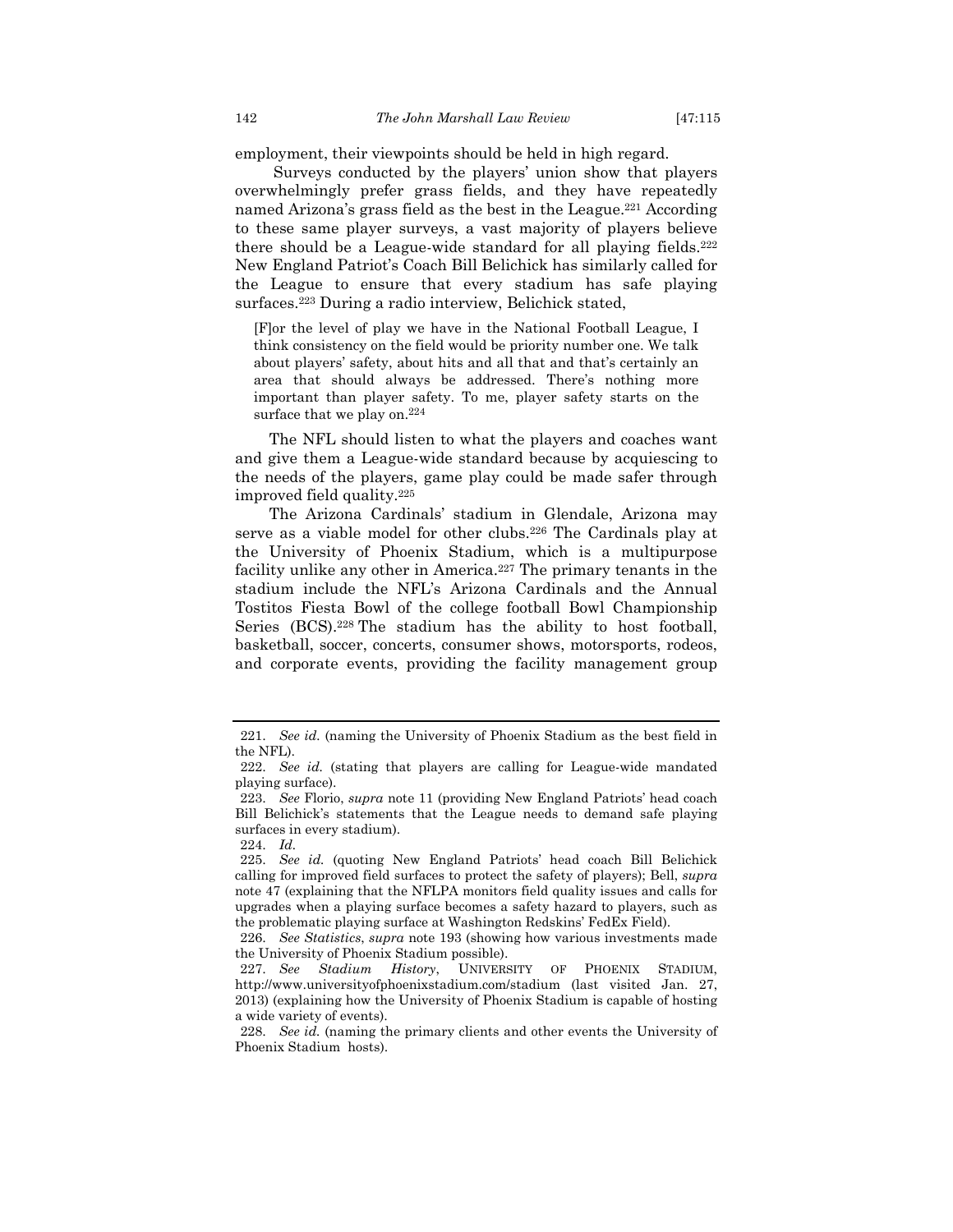employment, their viewpoints should be held in high regard.

Surveys conducted by the players' union show that players overwhelmingly prefer grass fields, and they have repeatedly named Arizona's grass field as the best in the League.[221] According to these same player surveys, a vast majority of players believe there should be a League-wide standard for all playing fields.[222] New England Patriot's Coach Bill Belichick has similarly called for the League to ensure that every stadium has safe playing surfaces.[223] During a radio interview, Belichick stated,

> [F]or the level of play we have in the National Football League, I think consistency on the field would be priority number one. We talk about players' safety, about hits and all that and that's certainly an area that should always be addressed. There's nothing more important than player safety. To me, player safety starts on the surface that we play on.[224]

The NFL should listen to what the players and coaches want and give them a League-wide standard because by acquiescing to the needs of the players, game play could be made safer through improved field quality.[225]

The Arizona Cardinals' stadium in Glendale, Arizona may serve as a viable model for other clubs.[226] The Cardinals play at the University of Phoenix Stadium, which is a multipurpose facility unlike any other in America.[227] The primary tenants in the stadium include the NFL's Arizona Cardinals and the Annual Tostitos Fiesta Bowl of the college football Bowl Championship Series (BCS).[228] The stadium has the ability to host football, basketball, soccer, concerts, consumer shows, motorsports, rodeos, and corporate events, providing the facility management group

---

221. *See id.* (naming the University of Phoenix Stadium as the best field in the NFL).

222. *See id.* (stating that players are calling for League-wide mandated playing surface).

223. *See* Florio, *supra* note 11 (providing New England Patriots' head coach Bill Belichick's statements that the League needs to demand safe playing surfaces in every stadium).

224. *Id.*

225. *See id.* (quoting New England Patriots' head coach Bill Belichick calling for improved field surfaces to protect the safety of players); Bell, *supra* note 47 (explaining that the NFLPA monitors field quality issues and calls for upgrades when a playing surface becomes a safety hazard to players, such as the problematic playing surface at Washington Redskins' FedEx Field).

226. *See Statistics*, *supra* note 193 (showing how various investments made the University of Phoenix Stadium possible).

227. *See Stadium History*, UNIVERSITY OF PHOENIX STADIUM, http://www.universityofphoenixstadium.com/stadium (last visited Jan. 27, 2013) (explaining how the University of Phoenix Stadium is capable of hosting a wide variety of events).

228. *See id.* (naming the primary clients and other events the University of Phoenix Stadium hosts).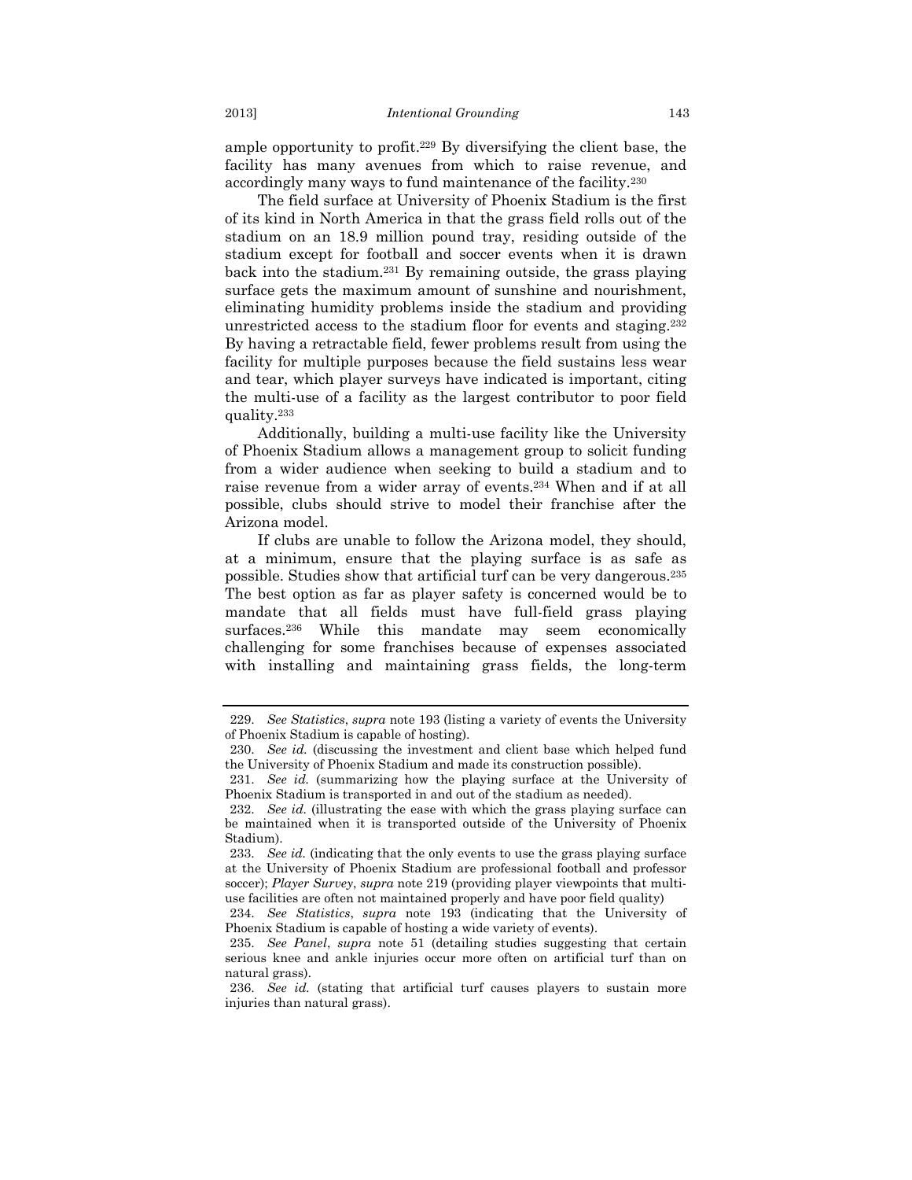ample opportunity to profit.[229] By diversifying the client base, the facility has many avenues from which to raise revenue, and accordingly many ways to fund maintenance of the facility.[230]

The field surface at University of Phoenix Stadium is the first of its kind in North America in that the grass field rolls out of the stadium on an 18.9 million pound tray, residing outside of the stadium except for football and soccer events when it is drawn back into the stadium.[231] By remaining outside, the grass playing surface gets the maximum amount of sunshine and nourishment, eliminating humidity problems inside the stadium and providing unrestricted access to the stadium floor for events and staging.[232] By having a retractable field, fewer problems result from using the facility for multiple purposes because the field sustains less wear and tear, which player surveys have indicated is important, citing the multi-use of a facility as the largest contributor to poor field quality.[233]

Additionally, building a multi-use facility like the University of Phoenix Stadium allows a management group to solicit funding from a wider audience when seeking to build a stadium and to raise revenue from a wider array of events.[234] When and if at all possible, clubs should strive to model their franchise after the Arizona model.

If clubs are unable to follow the Arizona model, they should, at a minimum, ensure that the playing surface is as safe as possible. Studies show that artificial turf can be very dangerous.[235] The best option as far as player safety is concerned would be to mandate that all fields must have full-field grass playing surfaces.[236] While this mandate may seem economically challenging for some franchises because of expenses associated with installing and maintaining grass fields, the long-term

---

229. *See Statistics*, *supra* note 193 (listing a variety of events the University of Phoenix Stadium is capable of hosting).

230. *See id.* (discussing the investment and client base which helped fund the University of Phoenix Stadium and made its construction possible).

231. *See id.* (summarizing how the playing surface at the University of Phoenix Stadium is transported in and out of the stadium as needed).

232. *See id.* (illustrating the ease with which the grass playing surface can be maintained when it is transported outside of the University of Phoenix Stadium).

233. *See id.* (indicating that the only events to use the grass playing surface at the University of Phoenix Stadium are professional football and professor soccer); *Player Survey*, *supra* note 219 (providing player viewpoints that multi-use facilities are often not maintained properly and have poor field quality)

234. *See Statistics*, *supra* note 193 (indicating that the University of Phoenix Stadium is capable of hosting a wide variety of events).

235. *See Panel*, *supra* note 51 (detailing studies suggesting that certain serious knee and ankle injuries occur more often on artificial turf than on natural grass).

236. *See id.* (stating that artificial turf causes players to sustain more injuries than natural grass).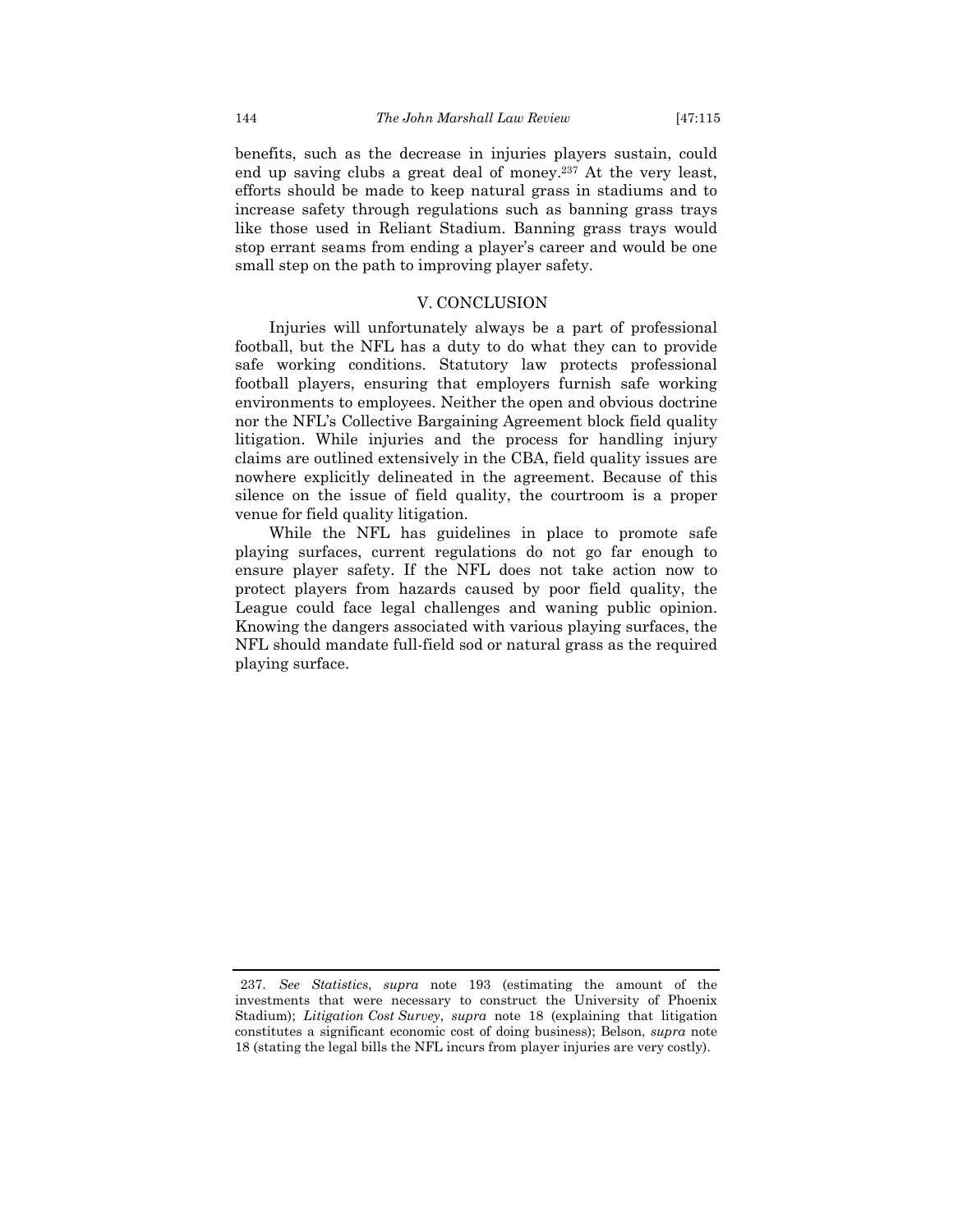benefits, such as the decrease in injuries players sustain, could end up saving clubs a great deal of money.[237] At the very least, efforts should be made to keep natural grass in stadiums and to increase safety through regulations such as banning grass trays like those used in Reliant Stadium. Banning grass trays would stop errant seams from ending a player's career and would be one small step on the path to improving player safety.

## V. CONCLUSION

Injuries will unfortunately always be a part of professional football, but the NFL has a duty to do what they can to provide safe working conditions. Statutory law protects professional football players, ensuring that employers furnish safe working environments to employees. Neither the open and obvious doctrine nor the NFL's Collective Bargaining Agreement block field quality litigation. While injuries and the process for handling injury claims are outlined extensively in the CBA, field quality issues are nowhere explicitly delineated in the agreement. Because of this silence on the issue of field quality, the courtroom is a proper venue for field quality litigation.

While the NFL has guidelines in place to promote safe playing surfaces, current regulations do not go far enough to ensure player safety. If the NFL does not take action now to protect players from hazards caused by poor field quality, the League could face legal challenges and waning public opinion. Knowing the dangers associated with various playing surfaces, the NFL should mandate full-field sod or natural grass as the required playing surface.

---

237. *See Statistics*, *supra* note 193 (estimating the amount of the investments that were necessary to construct the University of Phoenix Stadium); *Litigation Cost Survey*, *supra* note 18 (explaining that litigation constitutes a significant economic cost of doing business); Belson, *supra* note 18 (stating the legal bills the NFL incurs from player injuries are very costly).